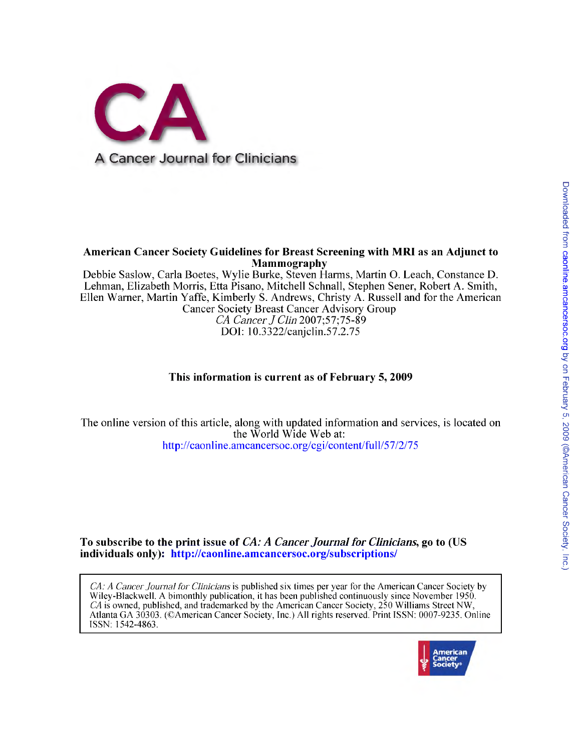# CA

A Cancer Journal for Clinicians

**American Cancer Society Guidelines for Breast Screening with MRI as an Adjunct to Mammography**

Debbie Saslow, Carla Boetes, Wylie Burke, Steven Harms, Martin O. Leach, Constance D. Lehman, Elizabeth Morris, Etta Pisano, Mitchell Schnall, Stephen Sener, Robert A. Smith, Ellen Warner, Martin Yaffe, Kimberly S. Andrews, Christy A. Russell and for the American Cancer Society Breast Cancer Advisory Group

*CA Cancer J Clin* 2007;57;75-89

DOI: 10.3322/canjclin.57.2.75

**This information is current as of February 5, 2009**

The online version of this article, along with updated information and services, is located on the World Wide Web at:

http://caonline.amcancersoc.org/cgi/content/full/57/2/75

**To subscribe to the print issue of *CA: A Cancer Journal for Clinicians*, go to (US individuals only): http://caonline.amcancersoc.org/subscriptions/**

*CA: A Cancer Journal for Clinicians* is published six times per year for the American Cancer Society by Wiley-Blackwell. A bimonthly publication, it has been published continuously since November 1950. *CA* is owned, published, and trademarked by the American Cancer Society, 250 Williams Street NW, Atlanta GA 30303. (©American Cancer Society, Inc.) All rights reserved. Print ISSN: 0007-9235. Online ISSN: 1542-4863.

American Cancer Society®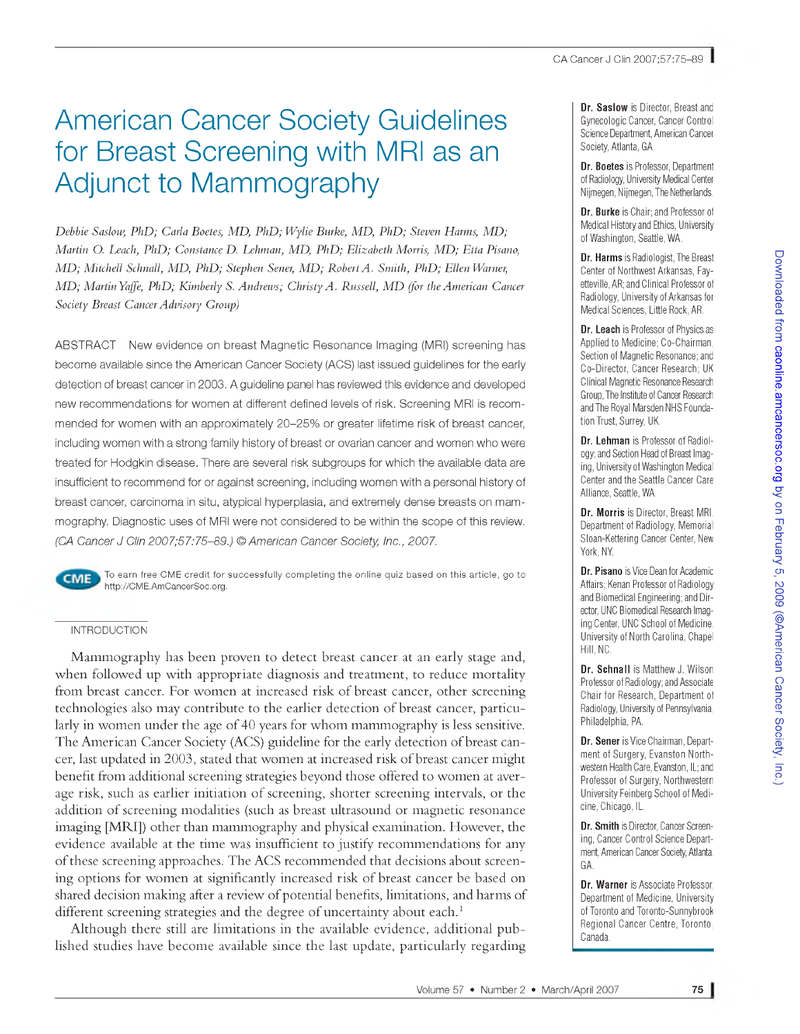# American Cancer Society Guidelines for Breast Screening with MRI as an Adjunct to Mammography

*Debbie Saslow, PhD; Carla Boetes, MD, PhD; Wylie Burke, MD, PhD; Steven Harms, MD; Martin O. Leach, PhD; Constance D. Lehman, MD, PhD; Elizabeth Morris, MD; Etta Pisano, MD; Mitchell Schnall, MD, PhD; Stephen Sener, MD; Robert A. Smith, PhD; Ellen Warner, MD; Martin Yaffe, PhD; Kimberly S. Andrews; Christy A. Russell, MD (for the American Cancer Society Breast Cancer Advisory Group)*

ABSTRACT New evidence on breast Magnetic Resonance Imaging (MRI) screening has become available since the American Cancer Society (ACS) last issued guidelines for the early detection of breast cancer in 2003. A guideline panel has reviewed this evidence and developed new recommendations for women at different defined levels of risk. Screening MRI is recommended for women with an approximately 20–25% or greater lifetime risk of breast cancer, including women with a strong family history of breast or ovarian cancer and women who were treated for Hodgkin disease. There are several risk subgroups for which the available data are insufficient to recommend for or against screening, including women with a personal history of breast cancer, carcinoma in situ, atypical hyperplasia, and extremely dense breasts on mammography. Diagnostic uses of MRI were not considered to be within the scope of this review. *(CA Cancer J Clin 2007;57:75–89.) © American Cancer Society, Inc., 2007.*

CME To earn free CME credit for successfully completing the online quiz based on this article, go to http://CME.AmCancerSoc.org.

## INTRODUCTION

Mammography has been proven to detect breast cancer at an early stage and, when followed up with appropriate diagnosis and treatment, to reduce mortality from breast cancer. For women at increased risk of breast cancer, other screening technologies also may contribute to the earlier detection of breast cancer, particularly in women under the age of 40 years for whom mammography is less sensitive. The American Cancer Society (ACS) guideline for the early detection of breast cancer, last updated in 2003, stated that women at increased risk of breast cancer might benefit from additional screening strategies beyond those offered to women at average risk, such as earlier initiation of screening, shorter screening intervals, or the addition of screening modalities (such as breast ultrasound or magnetic resonance imaging [MRI]) other than mammography and physical examination. However, the evidence available at the time was insufficient to justify recommendations for any of these screening approaches. The ACS recommended that decisions about screening options for women at significantly increased risk of breast cancer be based on shared decision making after a review of potential benefits, limitations, and harms of different screening strategies and the degree of uncertainty about each.[1]

Although there still are limitations in the available evidence, additional published studies have become available since the last update, particularly regarding

**Dr. Saslow** is Director, Breast and Gynecologic Cancer, Cancer Control Science Department, American Cancer Society, Atlanta, GA.

**Dr. Boetes** is Professor, Department of Radiology, University Medical Center Nijmegen, Nijmegen, The Netherlands.

**Dr. Burke** is Chair; and Professor of Medical History and Ethics, University of Washington, Seattle, WA.

**Dr. Harms** is Radiologist, The Breast Center of Northwest Arkansas, Fayetteville, AR; and Clinical Professor of Radiology, University of Arkansas for Medical Sciences, Little Rock, AR.

**Dr. Leach** is Professor of Physics as Applied to Medicine; Co-Chairman, Section of Magnetic Resonance; and Co-Director, Cancer Research; UK Clinical Magnetic Resonance Research Group, The Institute of Cancer Research and The Royal Marsden NHS Foundation Trust, Surrey, UK.

**Dr. Lehman** is Professor of Radiology; and Section Head of Breast Imaging, University of Washington Medical Center and the Seattle Cancer Care Alliance, Seattle, WA.

**Dr. Morris** is Director, Breast MRI, Department of Radiology, Memorial Sloan-Kettering Cancer Center, New York, NY.

**Dr. Pisano** is Vice Dean for Academic Affairs; Kenan Professor of Radiology and Biomedical Engineering; and Director, UNC Biomedical Research Imaging Center, UNC School of Medicine, University of North Carolina, Chapel Hill, NC.

**Dr. Schnall** is Matthew J. Wilson Professor of Radiology; and Associate Chair for Research, Department of Radiology, University of Pennsylvania, Philadelphia, PA.

**Dr. Sener** is Vice Chairman, Department of Surgery, Evanston Northwestern Health Care, Evanston, IL; and Professor of Surgery, Northwestern University Feinberg School of Medicine, Chicago, IL.

**Dr. Smith** is Director, Cancer Screening, Cancer Control Science Department, American Cancer Society, Atlanta, GA.

**Dr. Warner** is Associate Professor, Department of Medicine, University of Toronto and Toronto-Sunnybrook Regional Cancer Centre, Toronto, Canada.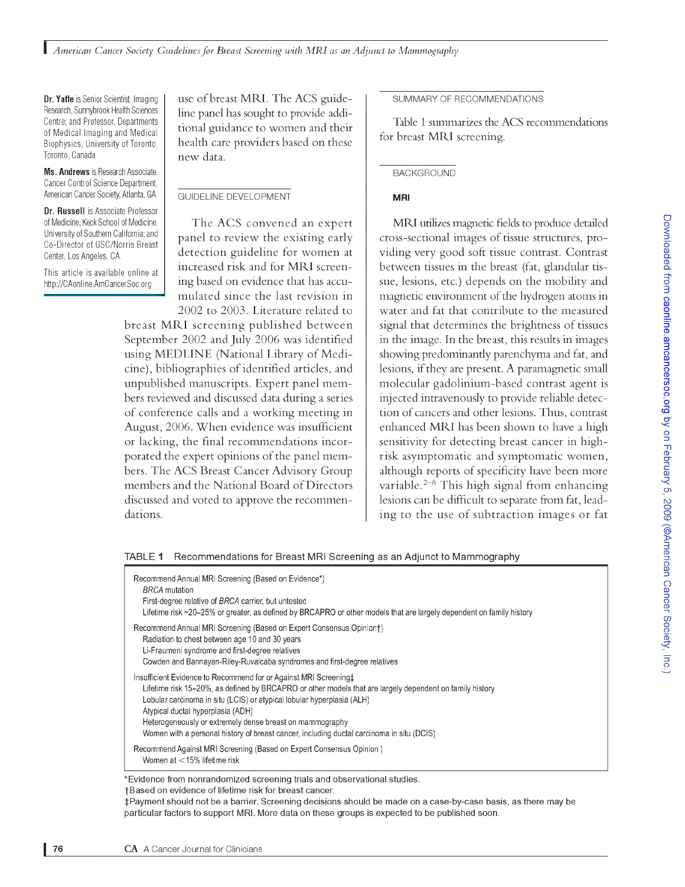Dr. Yaffe is Senior Scientist, Imaging Research, Sunnybrook Health Sciences Centre; and Professor, Departments of Medical Imaging and Medical Biophysics, University of Toronto, Toronto, Canada.

Ms. Andrews is Research Associate, Cancer Control Science Department, American Cancer Society, Atlanta, GA.

Dr. Russell is Associate Professor of Medicine, Keck School of Medicine, University of Southern California; and Co-Director of USC/Norris Breast Center, Los Angeles, CA.

This article is available online at http://CAonline.AmCancerSoc.org

use of breast MRI. The ACS guideline panel has sought to provide additional guidance to women and their health care providers based on these new data.

## GUIDELINE DEVELOPMENT

The ACS convened an expert panel to review the existing early detection guideline for women at increased risk and for MRI screening based on evidence that has accumulated since the last revision in 2002 to 2003. Literature related to breast MRI screening published between September 2002 and July 2006 was identified using MEDLINE (National Library of Medicine), bibliographies of identified articles, and unpublished manuscripts. Expert panel members reviewed and discussed data during a series of conference calls and a working meeting in August, 2006. When evidence was insufficient or lacking, the final recommendations incorporated the expert opinions of the panel members. The ACS Breast Cancer Advisory Group members and the National Board of Directors discussed and voted to approve the recommendations.

## SUMMARY OF RECOMMENDATIONS

Table 1 summarizes the ACS recommendations for breast MRI screening.

## BACKGROUND

### MRI

MRI utilizes magnetic fields to produce detailed cross-sectional images of tissue structures, providing very good soft tissue contrast. Contrast between tissues in the breast (fat, glandular tissue, lesions, etc.) depends on the mobility and magnetic environment of the hydrogen atoms in water and fat that contribute to the measured signal that determines the brightness of tissues in the image. In the breast, this results in images showing predominantly parenchyma and fat, and lesions, if they are present. A paramagnetic small molecular gadolinium-based contrast agent is injected intravenously to provide reliable detection of cancers and other lesions. Thus, contrast enhanced MRI has been shown to have a high sensitivity for detecting breast cancer in high-risk asymptomatic and symptomatic women, although reports of specificity have been more variable.[2–8] This high signal from enhancing lesions can be difficult to separate from fat, leading to the use of subtraction images or fat

TABLE **1** Recommendations for Breast MRI Screening as an Adjunct to Mammography

| Recommendations |
|---|
| **Recommend Annual MRI Screening (Based on Evidence*)** |
| *BRCA* mutation |
| First-degree relative of *BRCA* carrier, but untested |
| Lifetime risk ~20–25% or greater, as defined by BRCAPRO or other models that are largely dependent on family history |
| **Recommend Annual MRI Screening (Based on Expert Consensus Opinion†)** |
| Radiation to chest between age 10 and 30 years |
| Li-Fraumeni syndrome and first-degree relatives |
| Cowden and Bannayan-Riley-Ruvalcaba syndromes and first-degree relatives |
| **Insufficient Evidence to Recommend for or Against MRI Screening‡** |
| Lifetime risk 15–20%, as defined by BRCAPRO or other models that are largely dependent on family history |
| Lobular carcinoma in situ (LCIS) or atypical lobular hyperplasia (ALH) |
| Atypical ductal hyperplasia (ADH) |
| Heterogeneously or extremely dense breast on mammography |
| Women with a personal history of breast cancer, including ductal carcinoma in situ (DCIS) |
| **Recommend Against MRI Screening (Based on Expert Consensus Opinion)** |
| Women at <15% lifetime risk |

*Evidence from nonrandomized screening trials and observational studies.

†Based on evidence of lifetime risk for breast cancer.

‡Payment should not be a barrier. Screening decisions should be made on a case-by-case basis, as there may be particular factors to support MRI. More data on these groups is expected to be published soon.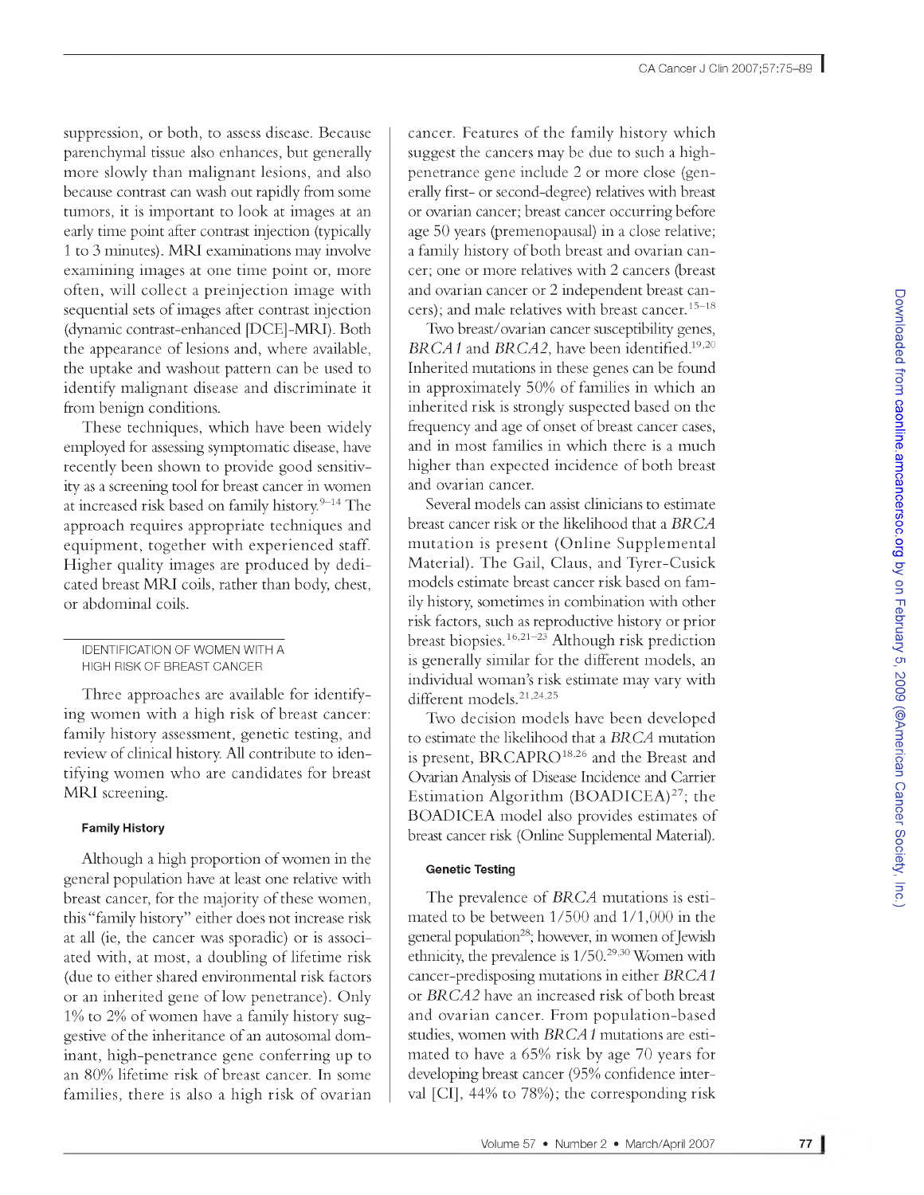suppression, or both, to assess disease. Because parenchymal tissue also enhances, but generally more slowly than malignant lesions, and also because contrast can wash out rapidly from some tumors, it is important to look at images at an early time point after contrast injection (typically 1 to 3 minutes). MRI examinations may involve examining images at one time point or, more often, will collect a preinjection image with sequential sets of images after contrast injection (dynamic contrast-enhanced [DCE]-MRI). Both the appearance of lesions and, where available, the uptake and washout pattern can be used to identify malignant disease and discriminate it from benign conditions.

These techniques, which have been widely employed for assessing symptomatic disease, have recently been shown to provide good sensitivity as a screening tool for breast cancer in women at increased risk based on family history.[9–14] The approach requires appropriate techniques and equipment, together with experienced staff. Higher quality images are produced by dedicated breast MRI coils, rather than body, chest, or abdominal coils.

## IDENTIFICATION OF WOMEN WITH A HIGH RISK OF BREAST CANCER

Three approaches are available for identifying women with a high risk of breast cancer: family history assessment, genetic testing, and review of clinical history. All contribute to identifying women who are candidates for breast MRI screening.

### Family History

Although a high proportion of women in the general population have at least one relative with breast cancer, for the majority of these women, this "family history" either does not increase risk at all (ie, the cancer was sporadic) or is associated with, at most, a doubling of lifetime risk (due to either shared environmental risk factors or an inherited gene of low penetrance). Only 1% to 2% of women have a family history suggestive of the inheritance of an autosomal dominant, high-penetrance gene conferring up to an 80% lifetime risk of breast cancer. In some families, there is also a high risk of ovarian cancer. Features of the family history which suggest the cancers may be due to such a high-penetrance gene include 2 or more close (generally first- or second-degree) relatives with breast or ovarian cancer; breast cancer occurring before age 50 years (premenopausal) in a close relative; a family history of both breast and ovarian cancer; one or more relatives with 2 cancers (breast and ovarian cancer or 2 independent breast cancers); and male relatives with breast cancer.[15–18]

Two breast/ovarian cancer susceptibility genes, *BRCA1* and *BRCA2*, have been identified.[19,20] Inherited mutations in these genes can be found in approximately 50% of families in which an inherited risk is strongly suspected based on the frequency and age of onset of breast cancer cases, and in most families in which there is a much higher than expected incidence of both breast and ovarian cancer.

Several models can assist clinicians to estimate breast cancer risk or the likelihood that a *BRCA* mutation is present (Online Supplemental Material). The Gail, Claus, and Tyrer-Cusick models estimate breast cancer risk based on family history, sometimes in combination with other risk factors, such as reproductive history or prior breast biopsies.[16,21–23] Although risk prediction is generally similar for the different models, an individual woman's risk estimate may vary with different models.[21,24,25]

Two decision models have been developed to estimate the likelihood that a *BRCA* mutation is present, BRCAPRO[18,26] and the Breast and Ovarian Analysis of Disease Incidence and Carrier Estimation Algorithm (BOADICEA)[27]; the BOADICEA model also provides estimates of breast cancer risk (Online Supplemental Material).

### Genetic Testing

The prevalence of *BRCA* mutations is estimated to be between 1/500 and 1/1,000 in the general population[28]; however, in women of Jewish ethnicity, the prevalence is 1/50.[29,30] Women with cancer-predisposing mutations in either *BRCA1* or *BRCA2* have an increased risk of both breast and ovarian cancer. From population-based studies, women with *BRCA1* mutations are estimated to have a 65% risk by age 70 years for developing breast cancer (95% confidence interval [CI], 44% to 78%); the corresponding risk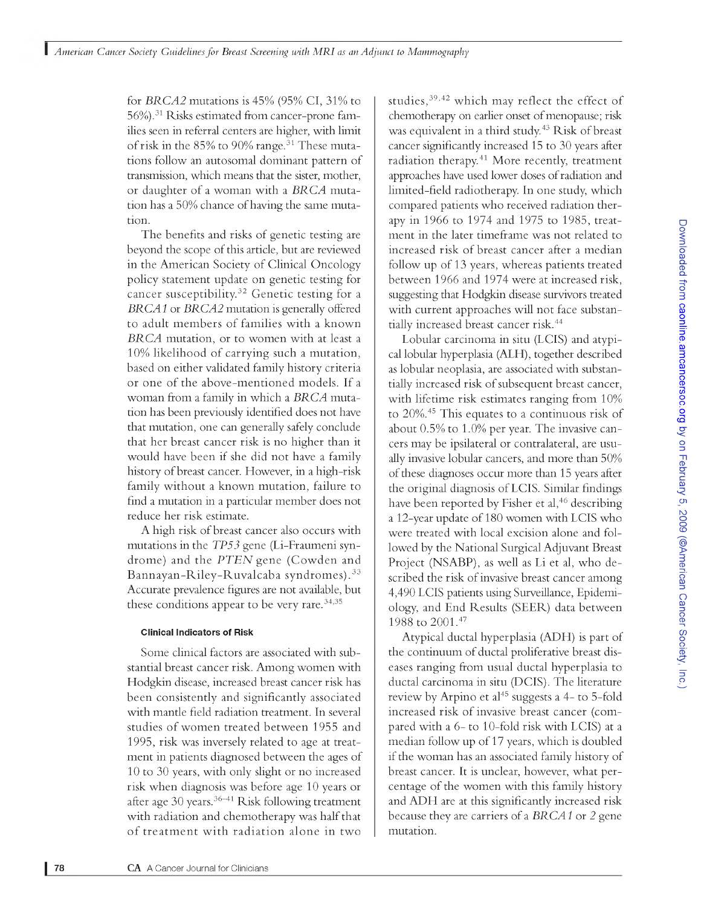for *BRCA2* mutations is 45% (95% CI, 31% to 56%).[31] Risks estimated from cancer-prone families seen in referral centers are higher, with limit of risk in the 85% to 90% range.[31] These mutations follow an autosomal dominant pattern of transmission, which means that the sister, mother, or daughter of a woman with a *BRCA* mutation has a 50% chance of having the same mutation.

The benefits and risks of genetic testing are beyond the scope of this article, but are reviewed in the American Society of Clinical Oncology policy statement update on genetic testing for cancer susceptibility.[32] Genetic testing for a *BRCA1* or *BRCA2* mutation is generally offered to adult members of families with a known *BRCA* mutation, or to women with at least a 10% likelihood of carrying such a mutation, based on either validated family history criteria or one of the above-mentioned models. If a woman from a family in which a *BRCA* mutation has been previously identified does not have that mutation, one can generally safely conclude that her breast cancer risk is no higher than it would have been if she did not have a family history of breast cancer. However, in a high-risk family without a known mutation, failure to find a mutation in a particular member does not reduce her risk estimate.

A high risk of breast cancer also occurs with mutations in the *TP53* gene (Li-Fraumeni syndrome) and the *PTEN* gene (Cowden and Bannayan-Riley-Ruvalcaba syndromes).[33] Accurate prevalence figures are not available, but these conditions appear to be very rare.[34,35]

#### Clinical Indicators of Risk

Some clinical factors are associated with substantial breast cancer risk. Among women with Hodgkin disease, increased breast cancer risk has been consistently and significantly associated with mantle field radiation treatment. In several studies of women treated between 1955 and 1995, risk was inversely related to age at treatment in patients diagnosed between the ages of 10 to 30 years, with only slight or no increased risk when diagnosis was before age 10 years or after age 30 years.[36–41] Risk following treatment with radiation and chemotherapy was half that of treatment with radiation alone in two studies,[39,42] which may reflect the effect of chemotherapy on earlier onset of menopause; risk was equivalent in a third study.[43] Risk of breast cancer significantly increased 15 to 30 years after radiation therapy.[41] More recently, treatment approaches have used lower doses of radiation and limited-field radiotherapy. In one study, which compared patients who received radiation therapy in 1966 to 1974 and 1975 to 1985, treatment in the later timeframe was not related to increased risk of breast cancer after a median follow up of 13 years, whereas patients treated between 1966 and 1974 were at increased risk, suggesting that Hodgkin disease survivors treated with current approaches will not face substantially increased breast cancer risk.[44]

Lobular carcinoma in situ (LCIS) and atypical lobular hyperplasia (ALH), together described as lobular neoplasia, are associated with substantially increased risk of subsequent breast cancer, with lifetime risk estimates ranging from 10% to 20%.[45] This equates to a continuous risk of about 0.5% to 1.0% per year. The invasive cancers may be ipsilateral or contralateral, are usually invasive lobular cancers, and more than 50% of these diagnoses occur more than 15 years after the original diagnosis of LCIS. Similar findings have been reported by Fisher et al,[46] describing a 12-year update of 180 women with LCIS who were treated with local excision alone and followed by the National Surgical Adjuvant Breast Project (NSABP), as well as Li et al, who described the risk of invasive breast cancer among 4,490 LCIS patients using Surveillance, Epidemiology, and End Results (SEER) data between 1988 to 2001.[47]

Atypical ductal hyperplasia (ADH) is part of the continuum of ductal proliferative breast diseases ranging from usual ductal hyperplasia to ductal carcinoma in situ (DCIS). The literature review by Arpino et al[45] suggests a 4- to 5-fold increased risk of invasive breast cancer (compared with a 6- to 10-fold risk with LCIS) at a median follow up of 17 years, which is doubled if the woman has an associated family history of breast cancer. It is unclear, however, what percentage of the women with this family history and ADH are at this significantly increased risk because they are carriers of a *BRCA1* or *2* gene mutation.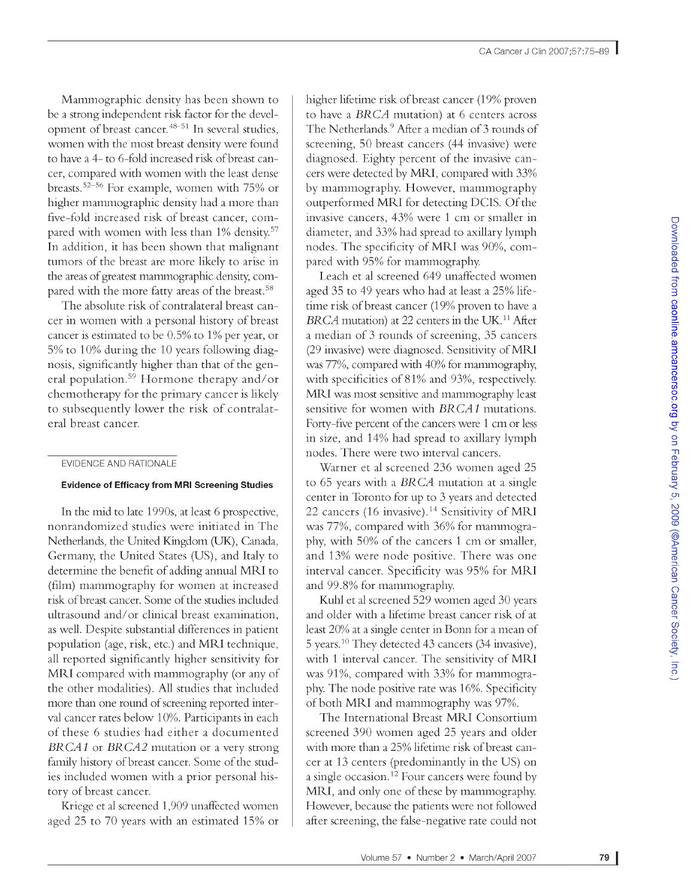Mammographic density has been shown to be a strong independent risk factor for the development of breast cancer.[48–51] In several studies, women with the most breast density were found to have a 4- to 6-fold increased risk of breast cancer, compared with women with the least dense breasts.[52–56] For example, women with 75% or higher mammographic density had a more than five-fold increased risk of breast cancer, compared with women with less than 1% density.[57] In addition, it has been shown that malignant tumors of the breast are more likely to arise in the areas of greatest mammographic density, compared with the more fatty areas of the breast.[58]

The absolute risk of contralateral breast cancer in women with a personal history of breast cancer is estimated to be 0.5% to 1% per year, or 5% to 10% during the 10 years following diagnosis, significantly higher than that of the general population.[59] Hormone therapy and/or chemotherapy for the primary cancer is likely to subsequently lower the risk of contralateral breast cancer.

## EVIDENCE AND RATIONALE

### Evidence of Efficacy from MRI Screening Studies

In the mid to late 1990s, at least 6 prospective, nonrandomized studies were initiated in The Netherlands, the United Kingdom (UK), Canada, Germany, the United States (US), and Italy to determine the benefit of adding annual MRI to (film) mammography for women at increased risk of breast cancer. Some of the studies included ultrasound and/or clinical breast examination, as well. Despite substantial differences in patient population (age, risk, etc.) and MRI technique, all reported significantly higher sensitivity for MRI compared with mammography (or any of the other modalities). All studies that included more than one round of screening reported interval cancer rates below 10%. Participants in each of these 6 studies had either a documented *BRCA1* or *BRCA2* mutation or a very strong family history of breast cancer. Some of the studies included women with a prior personal history of breast cancer.

Kriege et al screened 1,909 unaffected women aged 25 to 70 years with an estimated 15% or higher lifetime risk of breast cancer (19% proven to have a *BRCA* mutation) at 6 centers across The Netherlands.[9] After a median of 3 rounds of screening, 50 breast cancers (44 invasive) were diagnosed. Eighty percent of the invasive cancers were detected by MRI, compared with 33% by mammography. However, mammography outperformed MRI for detecting DCIS. Of the invasive cancers, 43% were 1 cm or smaller in diameter, and 33% had spread to axillary lymph nodes. The specificity of MRI was 90%, compared with 95% for mammography.

Leach et al screened 649 unaffected women aged 35 to 49 years who had at least a 25% lifetime risk of breast cancer (19% proven to have a *BRCA* mutation) at 22 centers in the UK.[11] After a median of 3 rounds of screening, 35 cancers (29 invasive) were diagnosed. Sensitivity of MRI was 77%, compared with 40% for mammography, with specificities of 81% and 93%, respectively. MRI was most sensitive and mammography least sensitive for women with *BRCA1* mutations. Forty-five percent of the cancers were 1 cm or less in size, and 14% had spread to axillary lymph nodes. There were two interval cancers.

Warner et al screened 236 women aged 25 to 65 years with a *BRCA* mutation at a single center in Toronto for up to 3 years and detected 22 cancers (16 invasive).[14] Sensitivity of MRI was 77%, compared with 36% for mammography, with 50% of the cancers 1 cm or smaller, and 13% were node positive. There was one interval cancer. Specificity was 95% for MRI and 99.8% for mammography.

Kuhl et al screened 529 women aged 30 years and older with a lifetime breast cancer risk of at least 20% at a single center in Bonn for a mean of 5 years.[10] They detected 43 cancers (34 invasive), with 1 interval cancer. The sensitivity of MRI was 91%, compared with 33% for mammography. The node positive rate was 16%. Specificity of both MRI and mammography was 97%.

The International Breast MRI Consortium screened 390 women aged 25 years and older with more than a 25% lifetime risk of breast cancer at 13 centers (predominantly in the US) on a single occasion.[12] Four cancers were found by MRI, and only one of these by mammography. However, because the patients were not followed after screening, the false-negative rate could not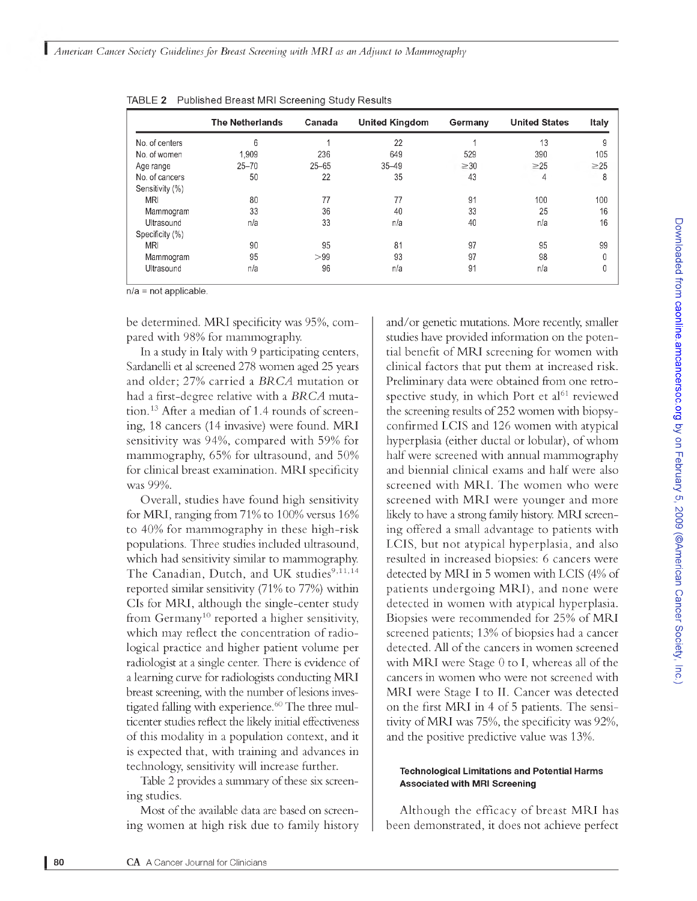TABLE **2** Published Breast MRI Screening Study Results

| | The Netherlands | Canada | United Kingdom | Germany | United States | Italy |
|---|---|---|---|---|---|---|
| No. of centers | 6 | 1 | 22 | 1 | 13 | 9 |
| No. of women | 1,909 | 236 | 649 | 529 | 390 | 105 |
| Age range | 25–70 | 25–65 | 35–49 | ≥30 | ≥25 | ≥25 |
| No. of cancers | 50 | 22 | 35 | 43 | 4 | 8 |
| Sensitivity (%) | | | | | | |
| MRI | 80 | 77 | 77 | 91 | 100 | 100 |
| Mammogram | 33 | 36 | 40 | 33 | 25 | 16 |
| Ultrasound | n/a | 33 | n/a | 40 | n/a | 16 |
| Specificity (%) | | | | | | |
| MRI | 90 | 95 | 81 | 97 | 95 | 99 |
| Mammogram | 95 | >99 | 93 | 97 | 98 | 0 |
| Ultrasound | n/a | 96 | n/a | 91 | n/a | 0 |

n/a = not applicable.

be determined. MRI specificity was 95%, compared with 98% for mammography.

In a study in Italy with 9 participating centers, Sardanelli et al screened 278 women aged 25 years and older; 27% carried a *BRCA* mutation or had a first-degree relative with a *BRCA* mutation.[13] After a median of 1.4 rounds of screening, 18 cancers (14 invasive) were found. MRI sensitivity was 94%, compared with 59% for mammography, 65% for ultrasound, and 50% for clinical breast examination. MRI specificity was 99%.

Overall, studies have found high sensitivity for MRI, ranging from 71% to 100% versus 16% to 40% for mammography in these high-risk populations. Three studies included ultrasound, which had sensitivity similar to mammography. The Canadian, Dutch, and UK studies[9,11,14] reported similar sensitivity (71% to 77%) within CIs for MRI, although the single-center study from Germany[10] reported a higher sensitivity, which may reflect the concentration of radiological practice and higher patient volume per radiologist at a single center. There is evidence of a learning curve for radiologists conducting MRI breast screening, with the number of lesions investigated falling with experience.[60] The three multicenter studies reflect the likely initial effectiveness of this modality in a population context, and it is expected that, with training and advances in technology, sensitivity will increase further.

Table 2 provides a summary of these six screening studies.

Most of the available data are based on screening women at high risk due to family history and/or genetic mutations. More recently, smaller studies have provided information on the potential benefit of MRI screening for women with clinical factors that put them at increased risk. Preliminary data were obtained from one retrospective study, in which Port et al[61] reviewed the screening results of 252 women with biopsy-confirmed LCIS and 126 women with atypical hyperplasia (either ductal or lobular), of whom half were screened with annual mammography and biennial clinical exams and half were also screened with MRI. The women who were screened with MRI were younger and more likely to have a strong family history. MRI screening offered a small advantage to patients with LCIS, but not atypical hyperplasia, and also resulted in increased biopsies: 6 cancers were detected by MRI in 5 women with LCIS (4% of patients undergoing MRI), and none were detected in women with atypical hyperplasia. Biopsies were recommended for 25% of MRI screened patients; 13% of biopsies had a cancer detected. All of the cancers in women screened with MRI were Stage 0 to I, whereas all of the cancers in women who were not screened with MRI were Stage I to II. Cancer was detected on the first MRI in 4 of 5 patients. The sensitivity of MRI was 75%, the specificity was 92%, and the positive predictive value was 13%.

#### Technological Limitations and Potential Harms Associated with MRI Screening

Although the efficacy of breast MRI has been demonstrated, it does not achieve perfect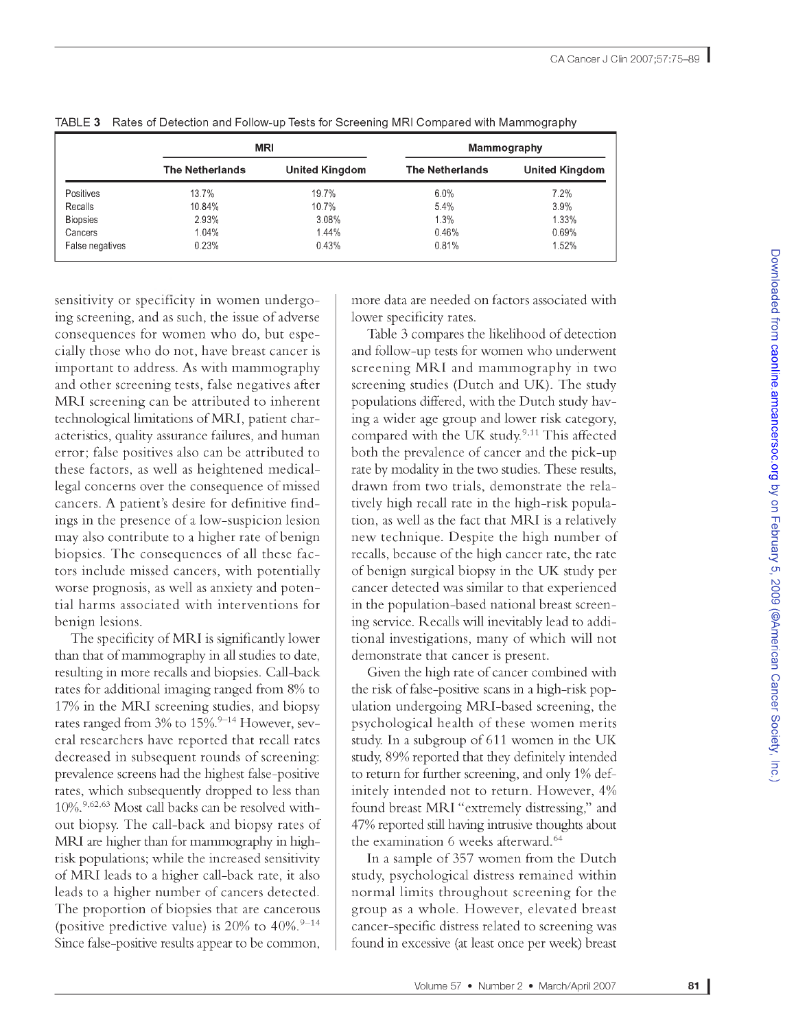TABLE 3 Rates of Detection and Follow-up Tests for Screening MRI Compared with Mammography

| | MRI | | Mammography | |
|---|---|---|---|---|
| | The Netherlands | United Kingdom | The Netherlands | United Kingdom |
| Positives | 13.7% | 19.7% | 6.0% | 7.2% |
| Recalls | 10.84% | 10.7% | 5.4% | 3.9% |
| Biopsies | 2.93% | 3.08% | 1.3% | 1.33% |
| Cancers | 1.04% | 1.44% | 0.46% | 0.69% |
| False negatives | 0.23% | 0.43% | 0.81% | 1.52% |

sensitivity or specificity in women undergoing screening, and as such, the issue of adverse consequences for women who do, but especially those who do not, have breast cancer is important to address. As with mammography and other screening tests, false negatives after MRI screening can be attributed to inherent technological limitations of MRI, patient characteristics, quality assurance failures, and human error; false positives also can be attributed to these factors, as well as heightened medical-legal concerns over the consequence of missed cancers. A patient's desire for definitive findings in the presence of a low-suspicion lesion may also contribute to a higher rate of benign biopsies. The consequences of all these factors include missed cancers, with potentially worse prognosis, as well as anxiety and potential harms associated with interventions for benign lesions.

The specificity of MRI is significantly lower than that of mammography in all studies to date, resulting in more recalls and biopsies. Call-back rates for additional imaging ranged from 8% to 17% in the MRI screening studies, and biopsy rates ranged from 3% to 15%.[9–14] However, several researchers have reported that recall rates decreased in subsequent rounds of screening: prevalence screens had the highest false-positive rates, which subsequently dropped to less than 10%.[9,62,63] Most call backs can be resolved without biopsy. The call-back and biopsy rates of MRI are higher than for mammography in high-risk populations; while the increased sensitivity of MRI leads to a higher call-back rate, it also leads to a higher number of cancers detected. The proportion of biopsies that are cancerous (positive predictive value) is 20% to 40%.[9–14] Since false-positive results appear to be common, more data are needed on factors associated with lower specificity rates.

Table 3 compares the likelihood of detection and follow-up tests for women who underwent screening MRI and mammography in two screening studies (Dutch and UK). The study populations differed, with the Dutch study having a wider age group and lower risk category, compared with the UK study.[9,11] This affected both the prevalence of cancer and the pick-up rate by modality in the two studies. These results, drawn from two trials, demonstrate the relatively high recall rate in the high-risk population, as well as the fact that MRI is a relatively new technique. Despite the high number of recalls, because of the high cancer rate, the rate of benign surgical biopsy in the UK study per cancer detected was similar to that experienced in the population-based national breast screening service. Recalls will inevitably lead to additional investigations, many of which will not demonstrate that cancer is present.

Given the high rate of cancer combined with the risk of false-positive scans in a high-risk population undergoing MRI-based screening, the psychological health of these women merits study. In a subgroup of 611 women in the UK study, 89% reported that they definitely intended to return for further screening, and only 1% definitely intended not to return. However, 4% found breast MRI "extremely distressing," and 47% reported still having intrusive thoughts about the examination 6 weeks afterward.[64]

In a sample of 357 women from the Dutch study, psychological distress remained within normal limits throughout screening for the group as a whole. However, elevated breast cancer-specific distress related to screening was found in excessive (at least once per week) breast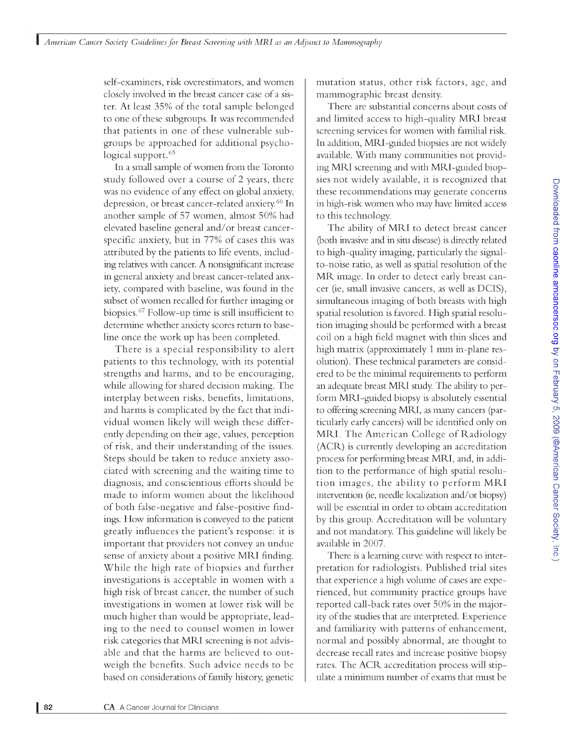self-examiners, risk overestimators, and women closely involved in the breast cancer case of a sister. At least 35% of the total sample belonged to one of these subgroups. It was recommended that patients in one of these vulnerable subgroups be approached for additional psychological support.[65]

In a small sample of women from the Toronto study followed over a course of 2 years, there was no evidence of any effect on global anxiety, depression, or breast cancer-related anxiety.[66] In another sample of 57 women, almost 50% had elevated baseline general and/or breast cancer-specific anxiety, but in 77% of cases this was attributed by the patients to life events, including relatives with cancer. A nonsignificant increase in general anxiety and breast cancer-related anxiety, compared with baseline, was found in the subset of women recalled for further imaging or biopsies.[67] Follow-up time is still insufficient to determine whether anxiety scores return to baseline once the work up has been completed.

There is a special responsibility to alert patients to this technology, with its potential strengths and harms, and to be encouraging, while allowing for shared decision making. The interplay between risks, benefits, limitations, and harms is complicated by the fact that individual women likely will weigh these differently depending on their age, values, perception of risk, and their understanding of the issues. Steps should be taken to reduce anxiety associated with screening and the waiting time to diagnosis, and conscientious efforts should be made to inform women about the likelihood of both false-negative and false-positive findings. How information is conveyed to the patient greatly influences the patient's response: it is important that providers not convey an undue sense of anxiety about a positive MRI finding. While the high rate of biopsies and further investigations is acceptable in women with a high risk of breast cancer, the number of such investigations in women at lower risk will be much higher than would be appropriate, leading to the need to counsel women in lower risk categories that MRI screening is not advisable and that the harms are believed to outweigh the benefits. Such advice needs to be based on considerations of family history, genetic mutation status, other risk factors, age, and mammographic breast density.

There are substantial concerns about costs of and limited access to high-quality MRI breast screening services for women with familial risk. In addition, MRI-guided biopsies are not widely available. With many communities not providing MRI screening and with MRI-guided biopsies not widely available, it is recognized that these recommendations may generate concerns in high-risk women who may have limited access to this technology.

The ability of MRI to detect breast cancer (both invasive and in situ disease) is directly related to high-quality imaging, particularly the signal-to-noise ratio, as well as spatial resolution of the MR image. In order to detect early breast cancer (ie, small invasive cancers, as well as DCIS), simultaneous imaging of both breasts with high spatial resolution is favored. High spatial resolution imaging should be performed with a breast coil on a high field magnet with thin slices and high matrix (approximately 1 mm in-plane resolution). These technical parameters are considered to be the minimal requirements to perform an adequate breast MRI study. The ability to perform MRI-guided biopsy is absolutely essential to offering screening MRI, as many cancers (particularly early cancers) will be identified only on MRI. The American College of Radiology (ACR) is currently developing an accreditation process for performing breast MRI, and, in addition to the performance of high spatial resolution images, the ability to perform MRI intervention (ie, needle localization and/or biopsy) will be essential in order to obtain accreditation by this group. Accreditation will be voluntary and not mandatory. This guideline will likely be available in 2007.

There is a learning curve with respect to interpretation for radiologists. Published trial sites that experience a high volume of cases are experienced, but community practice groups have reported call-back rates over 50% in the majority of the studies that are interpreted. Experience and familiarity with patterns of enhancement, normal and possibly abnormal, are thought to decrease recall rates and increase positive biopsy rates. The ACR accreditation process will stipulate a minimum number of exams that must be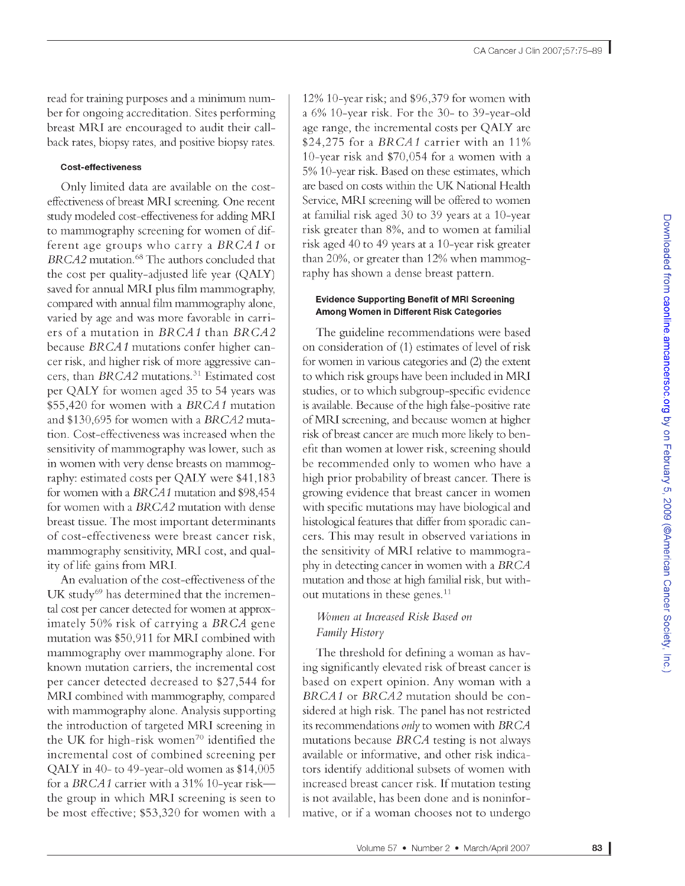read for training purposes and a minimum number for ongoing accreditation. Sites performing breast MRI are encouraged to audit their callback rates, biopsy rates, and positive biopsy rates.

#### Cost-effectiveness

Only limited data are available on the cost-effectiveness of breast MRI screening. One recent study modeled cost-effectiveness for adding MRI to mammography screening for women of different age groups who carry a *BRCA1* or *BRCA2* mutation.[68] The authors concluded that the cost per quality-adjusted life year (QALY) saved for annual MRI plus film mammography, compared with annual film mammography alone, varied by age and was more favorable in carriers of a mutation in *BRCA1* than *BRCA2* because *BRCA1* mutations confer higher cancer risk, and higher risk of more aggressive cancers, than *BRCA2* mutations.[31] Estimated cost per QALY for women aged 35 to 54 years was $55,420 for women with a *BRCA1* mutation and $130,695 for women with a *BRCA2* mutation. Cost-effectiveness was increased when the sensitivity of mammography was lower, such as in women with very dense breasts on mammography: estimated costs per QALY were $41,183 for women with a *BRCA1* mutation and $98,454 for women with a *BRCA2* mutation with dense breast tissue. The most important determinants of cost-effectiveness were breast cancer risk, mammography sensitivity, MRI cost, and quality of life gains from MRI.

An evaluation of the cost-effectiveness of the UK study[69] has determined that the incremental cost per cancer detected for women at approximately 50% risk of carrying a *BRCA* gene mutation was $50,911 for MRI combined with mammography over mammography alone. For known mutation carriers, the incremental cost per cancer detected decreased to $27,544 for MRI combined with mammography, compared with mammography alone. Analysis supporting the introduction of targeted MRI screening in the UK for high-risk women[70] identified the incremental cost of combined screening per QALY in 40- to 49-year-old women as $14,005 for a *BRCA1* carrier with a 31% 10-year risk—the group in which MRI screening is seen to be most effective; $53,320 for women with a 12% 10-year risk; and $96,379 for women with a 6% 10-year risk. For the 30- to 39-year-old age range, the incremental costs per QALY are $24,275 for a *BRCA1* carrier with an 11% 10-year risk and $70,054 for a women with a 5% 10-year risk. Based on these estimates, which are based on costs within the UK National Health Service, MRI screening will be offered to women at familial risk aged 30 to 39 years at a 10-year risk greater than 8%, and to women at familial risk aged 40 to 49 years at a 10-year risk greater than 20%, or greater than 12% when mammography has shown a dense breast pattern.

#### Evidence Supporting Benefit of MRI Screening Among Women in Different Risk Categories

The guideline recommendations were based on consideration of (1) estimates of level of risk for women in various categories and (2) the extent to which risk groups have been included in MRI studies, or to which subgroup-specific evidence is available. Because of the high false-positive rate of MRI screening, and because women at higher risk of breast cancer are much more likely to benefit than women at lower risk, screening should be recommended only to women who have a high prior probability of breast cancer. There is growing evidence that breast cancer in women with specific mutations may have biological and histological features that differ from sporadic cancers. This may result in observed variations in the sensitivity of MRI relative to mammography in detecting cancer in women with a *BRCA* mutation and those at high familial risk, but without mutations in these genes.[11]

##### *Women at Increased Risk Based on Family History*

The threshold for defining a woman as having significantly elevated risk of breast cancer is based on expert opinion. Any woman with a *BRCA1* or *BRCA2* mutation should be considered at high risk. The panel has not restricted its recommendations *only* to women with *BRCA* mutations because *BRCA* testing is not always available or informative, and other risk indicators identify additional subsets of women with increased breast cancer risk. If mutation testing is not available, has been done and is noninformative, or if a woman chooses not to undergo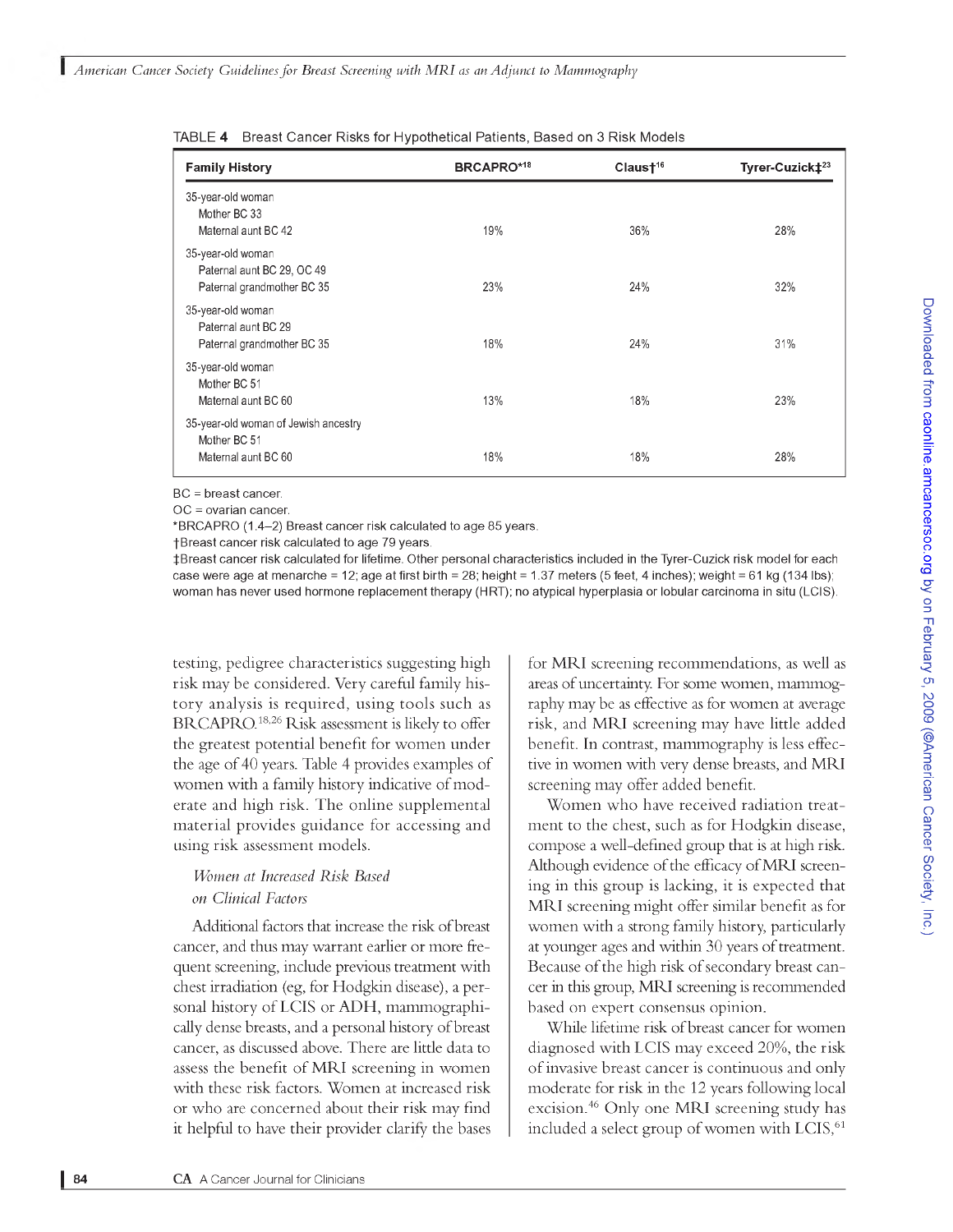TABLE 4 Breast Cancer Risks for Hypothetical Patients, Based on 3 Risk Models

| Family History | BRCAPRO*[18] | Claus†[16] | Tyrer-Cuzick‡[23] |
|---|---|---|---|
| 35-year-old woman<br>Mother BC 33<br>Maternal aunt BC 42 | 19% | 36% | 28% |
| 35-year-old woman<br>Paternal aunt BC 29, OC 49<br>Paternal grandmother BC 35 | 23% | 24% | 32% |
| 35-year-old woman<br>Paternal aunt BC 29<br>Paternal grandmother BC 35 | 18% | 24% | 31% |
| 35-year-old woman<br>Mother BC 51<br>Maternal aunt BC 60 | 13% | 18% | 23% |
| 35-year-old woman of Jewish ancestry<br>Mother BC 51<br>Maternal aunt BC 60 | 18% | 18% | 28% |

BC = breast cancer.
OC = ovarian cancer.
*BRCAPRO (1.4–2) Breast cancer risk calculated to age 85 years.
†Breast cancer risk calculated to age 79 years.
‡Breast cancer risk calculated for lifetime. Other personal characteristics included in the Tyrer-Cuzick risk model for each case were age at menarche = 12; age at first birth = 28; height = 1.37 meters (5 feet, 4 inches); weight = 61 kg (134 lbs); woman has never used hormone replacement therapy (HRT); no atypical hyperplasia or lobular carcinoma in situ (LCIS).

testing, pedigree characteristics suggesting high risk may be considered. Very careful family history analysis is required, using tools such as BRCAPRO.[18,26] Risk assessment is likely to offer the greatest potential benefit for women under the age of 40 years. Table 4 provides examples of women with a family history indicative of moderate and high risk. The online supplemental material provides guidance for accessing and using risk assessment models.

### *Women at Increased Risk Based on Clinical Factors*

Additional factors that increase the risk of breast cancer, and thus may warrant earlier or more frequent screening, include previous treatment with chest irradiation (eg, for Hodgkin disease), a personal history of LCIS or ADH, mammographically dense breasts, and a personal history of breast cancer, as discussed above. There are little data to assess the benefit of MRI screening in women with these risk factors. Women at increased risk or who are concerned about their risk may find it helpful to have their provider clarify the bases for MRI screening recommendations, as well as areas of uncertainty. For some women, mammography may be as effective as for women at average risk, and MRI screening may have little added benefit. In contrast, mammography is less effective in women with very dense breasts, and MRI screening may offer added benefit.

Women who have received radiation treatment to the chest, such as for Hodgkin disease, compose a well-defined group that is at high risk. Although evidence of the efficacy of MRI screening in this group is lacking, it is expected that MRI screening might offer similar benefit as for women with a strong family history, particularly at younger ages and within 30 years of treatment. Because of the high risk of secondary breast cancer in this group, MRI screening is recommended based on expert consensus opinion.

While lifetime risk of breast cancer for women diagnosed with LCIS may exceed 20%, the risk of invasive breast cancer is continuous and only moderate for risk in the 12 years following local excision.[46] Only one MRI screening study has included a select group of women with LCIS,[61]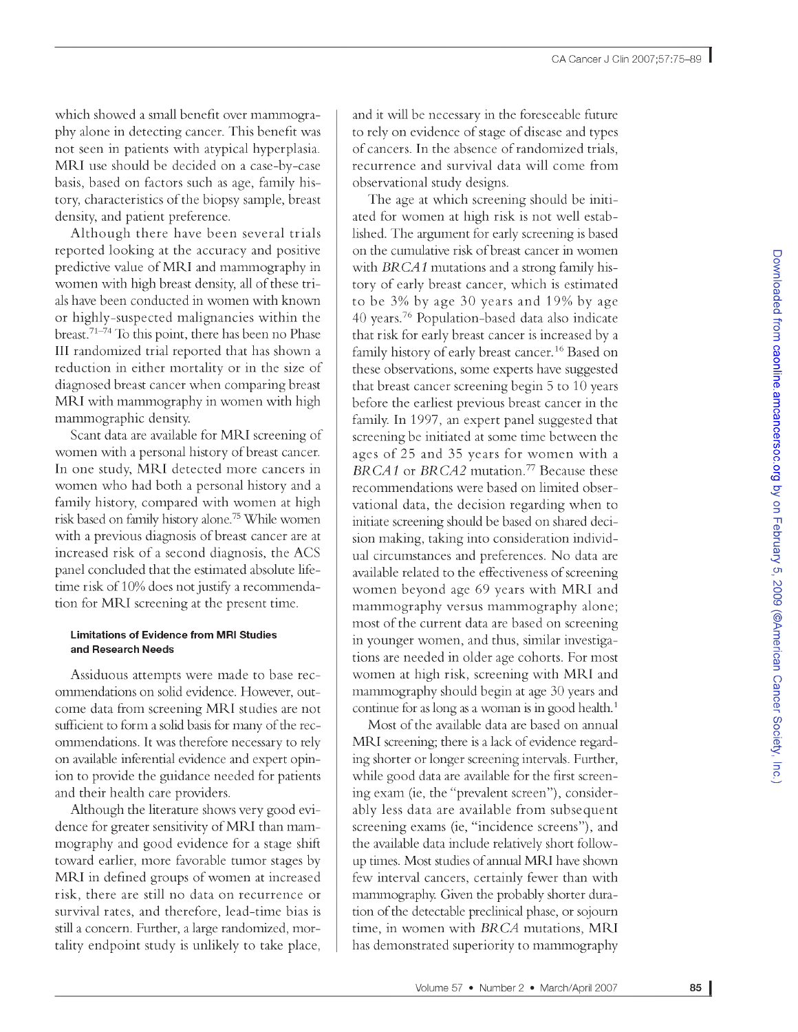which showed a small benefit over mammography alone in detecting cancer. This benefit was not seen in patients with atypical hyperplasia. MRI use should be decided on a case-by-case basis, based on factors such as age, family history, characteristics of the biopsy sample, breast density, and patient preference.

Although there have been several trials reported looking at the accuracy and positive predictive value of MRI and mammography in women with high breast density, all of these trials have been conducted in women with known or highly-suspected malignancies within the breast.[71–74] To this point, there has been no Phase III randomized trial reported that has shown a reduction in either mortality or in the size of diagnosed breast cancer when comparing breast MRI with mammography in women with high mammographic density.

Scant data are available for MRI screening of women with a personal history of breast cancer. In one study, MRI detected more cancers in women who had both a personal history and a family history, compared with women at high risk based on family history alone.[75] While women with a previous diagnosis of breast cancer are at increased risk of a second diagnosis, the ACS panel concluded that the estimated absolute lifetime risk of 10% does not justify a recommendation for MRI screening at the present time.

#### Limitations of Evidence from MRI Studies and Research Needs

Assiduous attempts were made to base recommendations on solid evidence. However, outcome data from screening MRI studies are not sufficient to form a solid basis for many of the recommendations. It was therefore necessary to rely on available inferential evidence and expert opinion to provide the guidance needed for patients and their health care providers.

Although the literature shows very good evidence for greater sensitivity of MRI than mammography and good evidence for a stage shift toward earlier, more favorable tumor stages by MRI in defined groups of women at increased risk, there are still no data on recurrence or survival rates, and therefore, lead-time bias is still a concern. Further, a large randomized, mortality endpoint study is unlikely to take place, and it will be necessary in the foreseeable future to rely on evidence of stage of disease and types of cancers. In the absence of randomized trials, recurrence and survival data will come from observational study designs.

The age at which screening should be initiated for women at high risk is not well established. The argument for early screening is based on the cumulative risk of breast cancer in women with *BRCA1* mutations and a strong family history of early breast cancer, which is estimated to be 3% by age 30 years and 19% by age 40 years.[76] Population-based data also indicate that risk for early breast cancer is increased by a family history of early breast cancer.[16] Based on these observations, some experts have suggested that breast cancer screening begin 5 to 10 years before the earliest previous breast cancer in the family. In 1997, an expert panel suggested that screening be initiated at some time between the ages of 25 and 35 years for women with a *BRCA1* or *BRCA2* mutation.[77] Because these recommendations were based on limited observational data, the decision regarding when to initiate screening should be based on shared decision making, taking into consideration individual circumstances and preferences. No data are available related to the effectiveness of screening women beyond age 69 years with MRI and mammography versus mammography alone; most of the current data are based on screening in younger women, and thus, similar investigations are needed in older age cohorts. For most women at high risk, screening with MRI and mammography should begin at age 30 years and continue for as long as a woman is in good health.[1]

Most of the available data are based on annual MRI screening; there is a lack of evidence regarding shorter or longer screening intervals. Further, while good data are available for the first screening exam (ie, the "prevalent screen"), considerably less data are available from subsequent screening exams (ie, "incidence screens"), and the available data include relatively short follow-up times. Most studies of annual MRI have shown few interval cancers, certainly fewer than with mammography. Given the probably shorter duration of the detectable preclinical phase, or sojourn time, in women with *BRCA* mutations, MRI has demonstrated superiority to mammography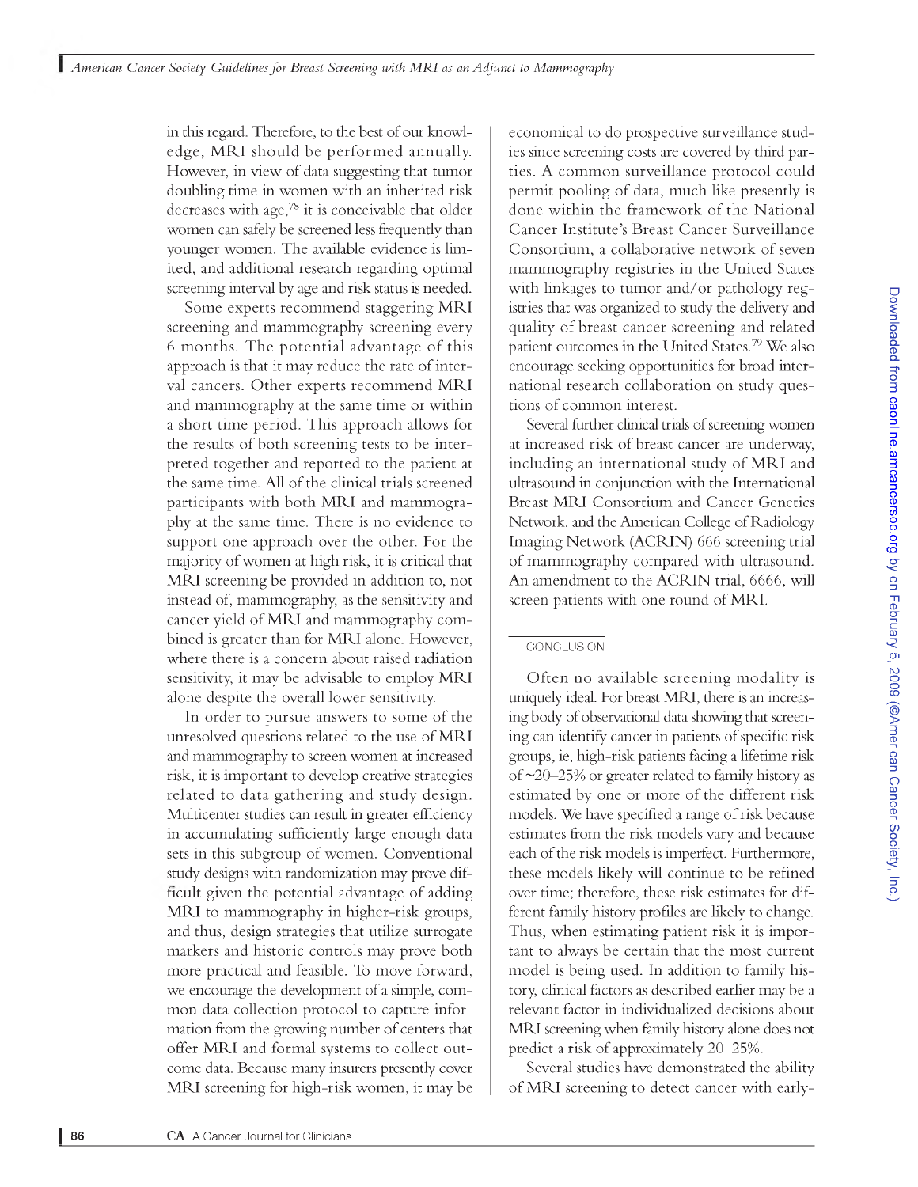in this regard. Therefore, to the best of our knowledge, MRI should be performed annually. However, in view of data suggesting that tumor doubling time in women with an inherited risk decreases with age,[78] it is conceivable that older women can safely be screened less frequently than younger women. The available evidence is limited, and additional research regarding optimal screening interval by age and risk status is needed.

Some experts recommend staggering MRI screening and mammography screening every 6 months. The potential advantage of this approach is that it may reduce the rate of interval cancers. Other experts recommend MRI and mammography at the same time or within a short time period. This approach allows for the results of both screening tests to be interpreted together and reported to the patient at the same time. All of the clinical trials screened participants with both MRI and mammography at the same time. There is no evidence to support one approach over the other. For the majority of women at high risk, it is critical that MRI screening be provided in addition to, not instead of, mammography, as the sensitivity and cancer yield of MRI and mammography combined is greater than for MRI alone. However, where there is a concern about raised radiation sensitivity, it may be advisable to employ MRI alone despite the overall lower sensitivity.

In order to pursue answers to some of the unresolved questions related to the use of MRI and mammography to screen women at increased risk, it is important to develop creative strategies related to data gathering and study design. Multicenter studies can result in greater efficiency in accumulating sufficiently large enough data sets in this subgroup of women. Conventional study designs with randomization may prove difficult given the potential advantage of adding MRI to mammography in higher-risk groups, and thus, design strategies that utilize surrogate markers and historic controls may prove both more practical and feasible. To move forward, we encourage the development of a simple, common data collection protocol to capture information from the growing number of centers that offer MRI and formal systems to collect outcome data. Because many insurers presently cover MRI screening for high-risk women, it may be economical to do prospective surveillance studies since screening costs are covered by third parties. A common surveillance protocol could permit pooling of data, much like presently is done within the framework of the National Cancer Institute's Breast Cancer Surveillance Consortium, a collaborative network of seven mammography registries in the United States with linkages to tumor and/or pathology registries that was organized to study the delivery and quality of breast cancer screening and related patient outcomes in the United States.[79] We also encourage seeking opportunities for broad international research collaboration on study questions of common interest.

Several further clinical trials of screening women at increased risk of breast cancer are underway, including an international study of MRI and ultrasound in conjunction with the International Breast MRI Consortium and Cancer Genetics Network, and the American College of Radiology Imaging Network (ACRIN) 666 screening trial of mammography compared with ultrasound. An amendment to the ACRIN trial, 6666, will screen patients with one round of MRI.

## CONCLUSION

Often no available screening modality is uniquely ideal. For breast MRI, there is an increasing body of observational data showing that screening can identify cancer in patients of specific risk groups, ie, high-risk patients facing a lifetime risk of ~20–25% or greater related to family history as estimated by one or more of the different risk models. We have specified a range of risk because estimates from the risk models vary and because each of the risk models is imperfect. Furthermore, these models likely will continue to be refined over time; therefore, these risk estimates for different family history profiles are likely to change. Thus, when estimating patient risk it is important to always be certain that the most current model is being used. In addition to family history, clinical factors as described earlier may be a relevant factor in individualized decisions about MRI screening when family history alone does not predict a risk of approximately 20–25%.

Several studies have demonstrated the ability of MRI screening to detect cancer with early-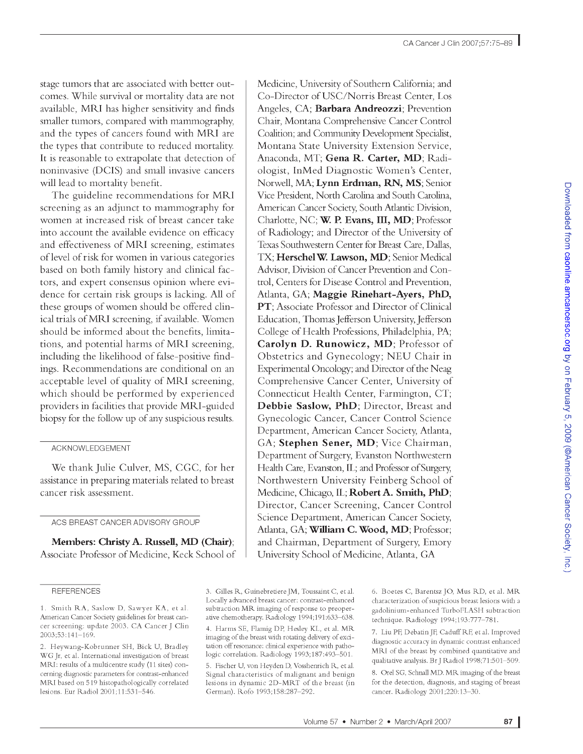stage tumors that are associated with better outcomes. While survival or mortality data are not available, MRI has higher sensitivity and finds smaller tumors, compared with mammography, and the types of cancers found with MRI are the types that contribute to reduced mortality. It is reasonable to extrapolate that detection of noninvasive (DCIS) and small invasive cancers will lead to mortality benefit.

The guideline recommendations for MRI screening as an adjunct to mammography for women at increased risk of breast cancer take into account the available evidence on efficacy and effectiveness of MRI screening, estimates of level of risk for women in various categories based on both family history and clinical factors, and expert consensus opinion where evidence for certain risk groups is lacking. All of these groups of women should be offered clinical trials of MRI screening, if available. Women should be informed about the benefits, limitations, and potential harms of MRI screening, including the likelihood of false-positive findings. Recommendations are conditional on an acceptable level of quality of MRI screening, which should be performed by experienced providers in facilities that provide MRI-guided biopsy for the follow up of any suspicious results.

## ACKNOWLEDGEMENT

We thank Julie Culver, MS, CGC, for her assistance in preparing materials related to breast cancer risk assessment.

## ACS BREAST CANCER ADVISORY GROUP

**Members: Christy A. Russell, MD (Chair)**; Associate Professor of Medicine, Keck School of Medicine, University of Southern California; and Co-Director of USC/Norris Breast Center, Los Angeles, CA; **Barbara Andreozzi**; Prevention Chair, Montana Comprehensive Cancer Control Coalition; and Community Development Specialist, Montana State University Extension Service, Anaconda, MT; **Gena R. Carter, MD**; Radiologist, InMed Diagnostic Women's Center, Norwell, MA; **Lynn Erdman, RN, MS**; Senior Vice President, North Carolina and South Carolina, American Cancer Society, South Atlantic Division, Charlotte, NC; **W. P. Evans, III, MD**; Professor of Radiology; and Director of the University of Texas Southwestern Center for Breast Care, Dallas, TX; **Herschel W. Lawson, MD**; Senior Medical Advisor, Division of Cancer Prevention and Control, Centers for Disease Control and Prevention, Atlanta, GA; **Maggie Rinehart-Ayers, PhD, PT**; Associate Professor and Director of Clinical Education, Thomas Jefferson University, Jefferson College of Health Professions, Philadelphia, PA; **Carolyn D. Runowicz, MD**; Professor of Obstetrics and Gynecology; NEU Chair in Experimental Oncology; and Director of the Neag Comprehensive Cancer Center, University of Connecticut Health Center, Farmington, CT; **Debbie Saslow, PhD**; Director, Breast and Gynecologic Cancer, Cancer Control Science Department, American Cancer Society, Atlanta, GA; **Stephen Sener, MD**; Vice Chairman, Department of Surgery, Evanston Northwestern Health Care, Evanston, IL; and Professor of Surgery, Northwestern University Feinberg School of Medicine, Chicago, IL; **Robert A. Smith, PhD**; Director, Cancer Screening, Cancer Control Science Department, American Cancer Society, Atlanta, GA; **William C. Wood, MD**; Professor; and Chairman, Department of Surgery, Emory University School of Medicine, Atlanta, GA

## REFERENCES

1. Smith RA, Saslow D, Sawyer KA, et al. American Cancer Society guidelines for breast cancer screening: update 2003. CA Cancer J Clin 2003;53:141–169.

2. Heywang-Kobrunner SH, Bick U, Bradley WG Jr, et al. International investigation of breast MRI: results of a multicentre study (11 sites) concerning diagnostic parameters for contrast-enhanced MRI based on 519 histopathologically correlated lesions. Eur Radiol 2001;11:531–546.

3. Gilles R, Guinebretiere JM, Toussaint C, et al. Locally advanced breast cancer: contrast-enhanced subtraction MR imaging of response to preoperative chemotherapy. Radiology 1994;191:633–638.

4. Harms SE, Flamig DP, Hesley KL, et al. MR imaging of the breast with rotating delivery of excitation off resonance: clinical experience with pathologic correlation. Radiology 1993;187:493–501.

5. Fischer U, von Heyden D, Vosshenrich R, et al. Signal characteristics of malignant and benign lesions in dynamic 2D-MRT of the breast (in German). Rofo 1993;158:287–292.

6. Boetes C, Barentsz JO, Mus RD, et al. MR characterization of suspicious breast lesions with a gadolinium-enhanced TurboFLASH subtraction technique. Radiology 1994;193:777–781.

7. Liu PF, Debatin JF, Caduff RF, et al. Improved diagnostic accuracy in dynamic contrast enhanced MRI of the breast by combined quantitative and qualitative analysis. Br J Radiol 1998;71:501–509.

8. Orel SG, Schnall MD. MR imaging of the breast for the detection, diagnosis, and staging of breast cancer. Radiology 2001;220:13–30.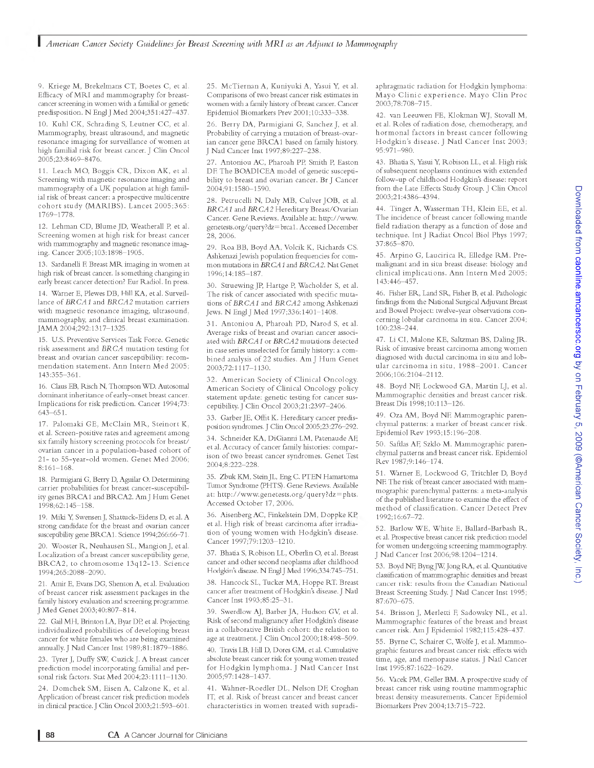9. Kriege M, Brekelmans CT, Boetes C, et al. Efficacy of MRI and mammography for breast-cancer screening in women with a familial or genetic predisposition. N Engl J Med 2004;351:427–437.

10. Kuhl CK, Schrading S, Leutner CC, et al. Mammography, breast ultrasound, and magnetic resonance imaging for surveillance of women at high familial risk for breast cancer. J Clin Oncol 2005;23:8469–8476.

11. Leach MO, Boggis CR, Dixon AK, et al. Screening with magnetic resonance imaging and mammography of a UK population at high familial risk of breast cancer: a prospective multicentre cohort study (MARIBS). Lancet 2005;365:1769–1778.

12. Lehman CD, Blume JD, Weatherall P, et al. Screening women at high risk for breast cancer with mammography and magnetic resonance imaging. Cancer 2005;103:1898–1905.

13. Sardanelli F. Breast MR imaging in women at high risk of breast cancer. Is something changing in early breast cancer detection? Eur Radiol. In press.

14. Warner E, Plewes DB, Hill KA, et al. Surveillance of *BRCA1* and *BRCA2* mutation carriers with magnetic resonance imaging, ultrasound, mammography, and clinical breast examination. JAMA 2004;292:1317–1325.

15. U.S. Preventive Services Task Force. Genetic risk assessment and *BRCA* mutation testing for breast and ovarian cancer susceptibility: recommendation statement. Ann Intern Med 2005;143:355–361.

16. Claus EB, Risch N, Thompson WD. Autosomal dominant inheritance of early-onset breast cancer. Implications for risk prediction. Cancer 1994;73:643–651.

17. Palomaki GE, McClain MR, Steinort K, et al. Screen-positive rates and agreement among six family history screening protocols for breast/ovarian cancer in a population-based cohort of 21- to 55-year-old women. Genet Med 2006;8:161–168.

18. Parmigiani G, Berry D, Aguilar O. Determining carrier probabilities for breast cancer-susceptibility genes BRCA1 and BRCA2. Am J Hum Genet 1998;62:145–158.

19. Miki Y, Swensen J, Shattuck-Eidens D, et al. A strong candidate for the breast and ovarian cancer susceptibility gene BRCA1. Science 1994;266:66–71.

20. Wooster R, Neuhausen SL, Mangion J, et al. Localization of a breast cancer susceptibility gene, BRCA2, to chromosome 13q12-13. Science 1994;265:2088–2090.

21. Amir E, Evans DG, Shenton A, et al. Evaluation of breast cancer risk assessment packages in the family history evaluation and screening programme. J Med Genet 2003;40:807–814.

22. Gail MH, Brinton LA, Byar DP, et al. Projecting individualized probabilities of developing breast cancer for white females who are being examined annually. J Natl Cancer Inst 1989;81:1879–1886.

23. Tyrer J, Duffy SW, Cuzick J. A breast cancer prediction model incorporating familial and personal risk factors. Stat Med 2004;23:1111–1130.

24. Domchek SM, Eisen A, Calzone K, et al. Application of breast cancer risk prediction models in clinical practice. J Clin Oncol 2003;21:593–601.

25. McTiernan A, Kuniyuki A, Yasui Y, et al. Comparisons of two breast cancer risk estimates in women with a family history of breast cancer. Cancer Epidemiol Biomarkers Prev 2001;10:333–338.

26. Berry DA, Parmigiani G, Sanchez J, et al. Probability of carrying a mutation of breast-ovarian cancer gene BRCA1 based on family history. J Natl Cancer Inst 1997;89:227–238.

27. Antoniou AC, Pharoah PP, Smith P, Easton DF. The BOADICEA model of genetic susceptibility to breast and ovarian cancer. Br J Cancer 2004;91:1580–1590.

28. Petrucelli N, Daly MB, Culver JOB, et al. *BRCA1* and *BRCA2* Hereditary Breast/Ovarian Cancer. Gene Reviews. Available at: http://www.genetests.org/query?dz=brca1. Accessed December 28, 2006.

29. Roa BB, Boyd AA, Volcik K, Richards CS. Ashkenazi Jewish population frequencies for common mutations in *BRCA1* and *BRCA2*. Nat Genet 1996;14:185–187.

30. Struewing JP, Hartge P, Wacholder S, et al. The risk of cancer associated with specific mutations of *BRCA1* and *BRCA2* among Ashkenazi Jews. N Engl J Med 1997;336:1401–1408.

31. Antoniou A, Pharoah PD, Narod S, et al. Average risks of breast and ovarian cancer associated with *BRCA1* or *BRCA2* mutations detected in case series unselected for family history: a combined analysis of 22 studies. Am J Hum Genet 2003;72:1117–1130.

32. American Society of Clinical Oncology. American Society of Clinical Oncology policy statement update: genetic testing for cancer susceptibility. J Clin Oncol 2003;21:2397–2406.

33. Garber JE, Offit K. Hereditary cancer predisposition syndromes. J Clin Oncol 2005;23:276–292.

34. Schneider KA, DiGianni LM, Patenaude AF, et al. Accuracy of cancer family histories: comparison of two breast cancer syndromes. Genet Test 2004;8:222–228.

35. Zbuk KM, Stein JL, Eng C. PTEN Hamartoma Tumor Syndrome (PHTS). Gene Reviews. Available at: http://www.genetests.org/query?dz=phts. Accessed October 17, 2006.

36. Aisenberg AC, Finkelstein DM, Doppke KP, et al. High risk of breast carcinoma after irradiation of young women with Hodgkin's disease. Cancer 1997;79:1203–1210.

37. Bhatia S, Robison LL, Oberlin O, et al. Breast cancer and other second neoplasms after childhood Hodgkin's disease. N Engl J Med 1996;334:745–751.

38. Hancock SL, Tucker MA, Hoppe RT. Breast cancer after treatment of Hodgkin's disease. J Natl Cancer Inst 1993;85:25–31.

39. Swerdlow AJ, Barber JA, Hudson GV, et al. Risk of second malignancy after Hodgkin's disease in a collaborative British cohort: the relation to age at treatment. J Clin Oncol 2000;18:498–509.

40. Travis LB, Hill D, Dores GM, et al. Cumulative absolute breast cancer risk for young women treated for Hodgkin lymphoma. J Natl Cancer Inst 2005;97:1428–1437.

41. Wahner-Roedler DL, Nelson DF, Croghan IT, et al. Risk of breast cancer and breast cancer characteristics in women treated with supradiaphragmatic radiation for Hodgkin lymphoma: Mayo Clinic experience. Mayo Clin Proc 2003;78:708–715.

42. van Leeuwen FE, Klokman WJ, Stovall M, et al. Roles of radiation dose, chemotherapy, and hormonal factors in breast cancer following Hodgkin's disease. J Natl Cancer Inst 2003;95:971–980.

43. Bhatia S, Yasui Y, Robison LL, et al. High risk of subsequent neoplasms continues with extended follow-up of childhood Hodgkin's disease: report from the Late Effects Study Group. J Clin Oncol 2003;21:4386–4394.

44. Tinger A, Wasserman TH, Klein EE, et al. The incidence of breast cancer following mantle field radiation therapy as a function of dose and technique. Int J Radiat Oncol Biol Phys 1997;37:865–870.

45. Arpino G, Laucirica R, Elledge RM. Premalignant and in situ breast disease: biology and clinical implications. Ann Intern Med 2005;143:446–457.

46. Fisher ER, Land SR, Fisher B, et al. Pathologic findings from the National Surgical Adjuvant Breast and Bowel Project: twelve-year observations concerning lobular carcinoma in situ. Cancer 2004;100:238–244.

47. Li CI, Malone KE, Saltzman BS, Daling JR. Risk of invasive breast carcinoma among women diagnosed with ductal carcinoma in situ and lobular carcinoma in situ, 1988–2001. Cancer 2006;106:2104–2112.

48. Boyd NF, Lockwood GA, Martin LJ, et al. Mammographic densities and breast cancer risk. Breast Dis 1998;10:113–126.

49. Oza AM, Boyd NF. Mammographic parenchymal patterns: a marker of breast cancer risk. Epidemiol Rev 1993;15:196–208.

50. Saftlas AF, Szklo M. Mammographic parenchymal patterns and breast cancer risk. Epidemiol Rev 1987;9:146–174.

51. Warner E, Lockwood G, Tritchler D, Boyd NF. The risk of breast cancer associated with mammographic parenchymal patterns: a meta-analysis of the published literature to examine the effect of method of classification. Cancer Detect Prev 1992;16:67–72.

52. Barlow WE, White E, Ballard-Barbash R, et al. Prospective breast cancer risk prediction model for women undergoing screening mammography. J Natl Cancer Inst 2006;98:1204–1214.

53. Boyd NF, Byng JW, Jong RA, et al. Quantitative classification of mammographic densities and breast cancer risk: results from the Canadian National Breast Screening Study. J Natl Cancer Inst 1995;87:670–675.

54. Brisson J, Merletti F, Sadowsky NL, et al. Mammographic features of the breast and breast cancer risk. Am J Epidemiol 1982;115:428–437.

55. Byrne C, Schairer C, Wolfe J, et al. Mammographic features and breast cancer risk: effects with time, age, and menopause status. J Natl Cancer Inst 1995;87:1622–1629.

56. Vacek PM, Geller BM. A prospective study of breast cancer risk using routine mammographic breast density measurements. Cancer Epidemiol Biomarkers Prev 2004;13:715–722.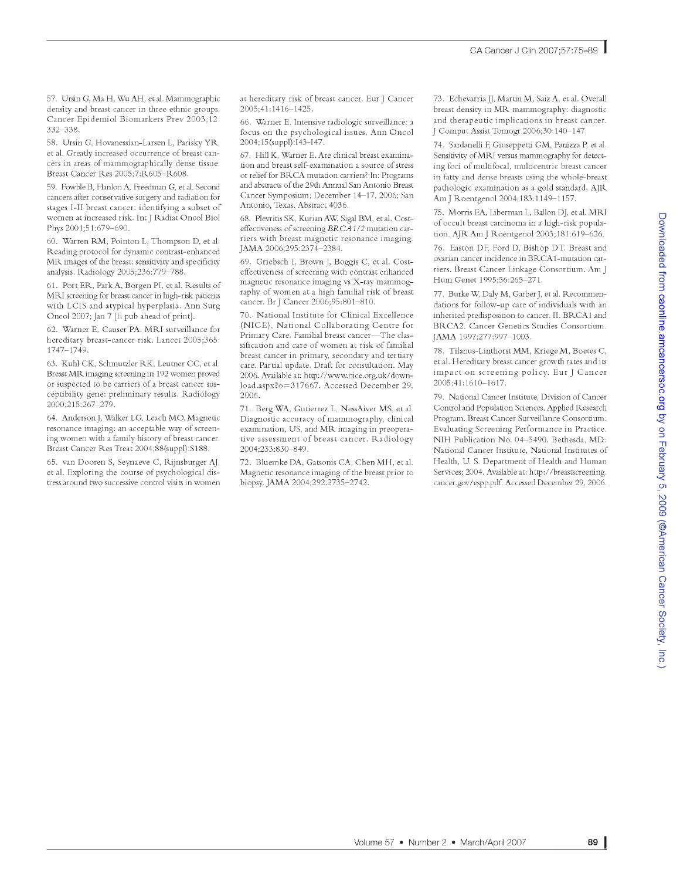57. Ursin G, Ma H, Wu AH, et al. Mammographic density and breast cancer in three ethnic groups. Cancer Epidemiol Biomarkers Prev 2003;12: 332–338.

58. Ursin G, Hovanessian-Larsen L, Parisky YR, et al. Greatly increased occurrence of breast cancers in areas of mammographically dense tissue. Breast Cancer Res 2005;7:R605–R608.

59. Fowble B, Hanlon A, Freedman G, et al. Second cancers after conservative surgery and radiation for stages I-II breast cancer: identifying a subset of women at increased risk. Int J Radiat Oncol Biol Phys 2001;51:679–690.

60. Warren RM, Pointon L, Thompson D, et al. Reading protocol for dynamic contrast-enhanced MR images of the breast: sensitivity and specificity analysis. Radiology 2005;236:779–788.

61. Port ER, Park A, Borgen PI, et al. Results of MRI screening for breast cancer in high-risk patients with LCIS and atypical hyperplasia. Ann Surg Oncol 2007; Jan 7 [E pub ahead of print].

62. Warner E, Causer PA. MRI surveillance for hereditary breast-cancer risk. Lancet 2005;365: 1747–1749.

63. Kuhl CK, Schmutzler RK, Leutner CC, et al. Breast MR imaging screening in 192 women proved or suspected to be carriers of a breast cancer susceptibility gene: preliminary results. Radiology 2000;215:267–279.

64. Anderson J, Walker LG, Leach MO. Magnetic resonance imaging: an acceptable way of screening women with a family history of breast cancer. Breast Cancer Res Treat 2004;88(suppl):S188.

65. van Dooren S, Seynaeve C, Rijnsburger AJ, et al. Exploring the course of psychological distress around two successive control visits in women at hereditary risk of breast cancer. Eur J Cancer 2005;41:1416–1425.

66. Warner E. Intensive radiologic surveillance: a focus on the psychological issues. Ann Oncol 2004;15(suppl):I43–I47.

67. Hill K, Warner E. Are clinical breast examination and breast self-examination a source of stress or relief for BRCA mutation carriers? In: Programs and abstracts of the 29th Annual San Antonio Breast Cancer Symposium; December 14–17, 2006; San Antonio, Texas. Abstract 4036.

68. Plevritis SK, Kurian AW, Sigal BM, et al. Cost-effectiveness of screening *BRCA1/2* mutation carriers with breast magnetic resonance imaging. JAMA 2006;295:2374–2384.

69. Griebsch I, Brown J, Boggis C, et al. Cost-effectiveness of screening with contrast enhanced magnetic resonance imaging vs X-ray mammography of women at a high familial risk of breast cancer. Br J Cancer 2006;95:801–810.

70. National Institute for Clinical Excellence (NICE), National Collaborating Centre for Primary Care. Familial breast cancer—The classification and care of women at risk of familial breast cancer in primary, secondary and tertiary care. Partial update. Draft for consultation. May 2006. Available at: http://www.nice.org.uk/download.aspx?o=317667. Accessed December 29, 2006.

71. Berg WA, Gutierrez L, NessAiver MS, et al. Diagnostic accuracy of mammography, clinical examination, US, and MR imaging in preoperative assessment of breast cancer. Radiology 2004;233:830–849.

72. Bluemke DA, Gatsonis CA, Chen MH, et al. Magnetic resonance imaging of the breast prior to biopsy. JAMA 2004;292:2735–2742.

73. Echevarria JJ, Martin M, Saiz A, et al. Overall breast density in MR mammography: diagnostic and therapeutic implications in breast cancer. J Comput Assist Tomogr 2006;30:140–147.

74. Sardanelli F, Giuseppetti GM, Panizza P, et al. Sensitivity of MRI versus mammography for detecting foci of multifocal, multicentric breast cancer in fatty and dense breasts using the whole-breast pathologic examination as a gold standard. AJR Am J Roentgenol 2004;183:1149–1157.

75. Morris EA, Liberman L, Ballon DJ, et al. MRI of occult breast carcinoma in a high-risk population. AJR Am J Roentgenol 2003;181:619–626.

76. Easton DF, Ford D, Bishop DT. Breast and ovarian cancer incidence in BRCA1-mutation carriers. Breast Cancer Linkage Consortium. Am J Hum Genet 1995;56:265–271.

77. Burke W, Daly M, Garber J, et al. Recommendations for follow-up care of individuals with an inherited predisposition to cancer. II. BRCA1 and BRCA2. Cancer Genetics Studies Consortium. JAMA 1997;277:997–1003.

78. Tilanus-Linthorst MM, Kriege M, Boetes C, et al. Hereditary breast cancer growth rates and its impact on screening policy. Eur J Cancer 2005;41:1610–1617.

79. National Cancer Institute, Division of Cancer Control and Population Sciences, Applied Research Program. Breast Cancer Surveillance Consortium: Evaluating Screening Performance in Practice. NIH Publication No. 04–5490. Bethesda, MD: National Cancer Institute, National Institutes of Health, U. S. Department of Health and Human Services; 2004. Available at: http://breastscreening.cancer.gov/espp.pdf. Accessed December 29, 2006.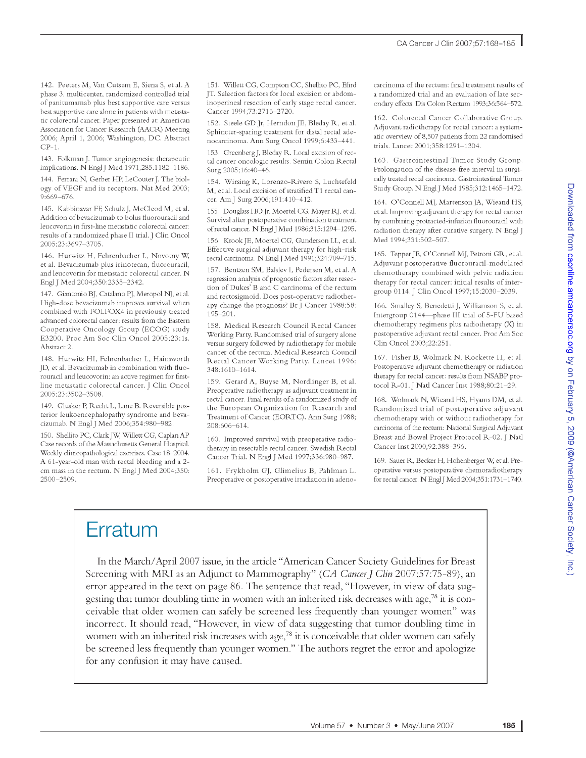142. Peeters M, Van Cutsem E, Siena S, et al. A phase 3, multicenter, randomized controlled trial of panitumamab plus best supportive care versus best supportive care alone in patients with metastatic colorectal cancer. Paper presented at: American Association for Cancer Research (AACR) Meeting 2006; April 1, 2006; Washington, DC. Abstract CP-1.

143. Folkman J. Tumor angiogenesis: therapeutic implications. N Engl J Med 1971;285:1182–1186.

144. Ferrara N, Gerber HP, LeCouter J. The biology of VEGF and its receptors. Nat Med 2003; 9:669–676.

145. Kabbinavar FF, Schulz J, McCleod M, et al. Addition of bevacizumab to bolus fluorouracil and leucovorin in first-line metastatic colorectal cancer: results of a randomized phase II trial. J Clin Oncol 2005;23:3697–3705.

146. Hurwitz H, Fehrenbacher L, Novotny W, et al. Bevacizumab plus irinotecan, fluorouracil, and leucovorin for metastatic colorectal cancer. N Engl J Med 2004;350:2335–2342.

147. Giantonio BJ, Catalano PJ, Meropol NJ, et al. High-dose bevacizumab improves survival when combined with FOLFOX4 in previously treated advanced colorectal cancer: results from the Eastern Cooperative Oncology Group (ECOG) study E3200. Proc Am Soc Clin Oncol 2005;23:1s. Abstract 2.

148. Hurwitz HI, Fehrenbacher L, Hainsworth JD, et al. Bevacizumab in combination with fluorouracil and leucovorin: an active regimen for first-line metastatic colorectal cancer. J Clin Oncol 2005;23:3502–3508.

149. Glusker P, Recht L, Lane B. Reversible posterior leukoencephalopathy syndrome and bevacizumab. N Engl J Med 2006;354:980–982.

150. Shellito PC, Clark JW, Willett CG, Caplan AP. Case records of the Massachusetts General Hospital. Weekly clinicopathological exercises. Case 18-2004. A 61-year-old man with rectal bleeding and a 2-cm mass in the rectum. N Engl J Med 2004;350: 2500–2509.

151. Willett CG, Compton CC, Shellito PC, Efird JT. Selection factors for local excision or abdominoperineal resection of early stage rectal cancer. Cancer 1994;73:2716–2720.

152. Steele GD Jr, Herndon JE, Bleday R, et al. Sphincter-sparing treatment for distal rectal adenocarcinoma. Ann Surg Oncol 1999;6:433–441.

153. Greenberg J, Bleday R. Local excision of rectal cancer oncologic results. Semin Colon Rectal Surg 2005;16:40–46.

154. Wirsing K, Lorenzo-Rivero S, Luchtefeld M, et al. Local excision of stratified T1 rectal cancer. Am J Surg 2006;191:410–412.

155. Douglass HO Jr, Moertel CG, Mayer RJ, et al. Survival after postoperative combination treatment of rectal cancer. N Engl J Med 1986;315:1294–1295.

156. Krook JE, Moertel CG, Gunderson LL, et al. Effective surgical adjuvant therapy for high-risk rectal carcinoma. N Engl J Med 1991;324:709–715.

157. Bentzen SM, Balslev I, Pedersen M, et al. A regression analysis of prognostic factors after resection of Dukes' B and C carcinoma of the rectum and rectosigmoid. Does post-operative radiotherapy change the prognosis? Br J Cancer 1988;58: 195–201.

158. Medical Research Council Rectal Cancer Working Party. Randomised trial of surgery alone versus surgery followed by radiotherapy for mobile cancer of the rectum. Medical Research Council Rectal Cancer Working Party. Lancet 1996; 348:1610–1614.

159. Gerard A, Buyse M, Nordlinger B, et al. Preoperative radiotherapy as adjuvant treatment in rectal cancer. Final results of a randomized study of the European Organization for Research and Treatment of Cancer (EORTC). Ann Surg 1988; 208:606–614.

160. Improved survival with preoperative radiotherapy in resectable rectal cancer. Swedish Rectal Cancer Trial. N Engl J Med 1997;336:980–987.

161. Frykholm GJ, Glimelius B, Pahlman L. Preoperative or postoperative irradiation in adenocarcinoma of the rectum: final treatment results of a randomized trial and an evaluation of late secondary effects. Dis Colon Rectum 1993;36:564–572.

162. Colorectal Cancer Collaborative Group. Adjuvant radiotherapy for rectal cancer: a systematic overview of 8,507 patients from 22 randomised trials. Lancet 2001;358:1291–1304.

163. Gastrointestinal Tumor Study Group. Prolongation of the disease-free interval in surgically treated rectal carcinoma. Gastrointestinal Tumor Study Group. N Engl J Med 1985;312:1465–1472.

164. O'Connell MJ, Martenson JA, Wieand HS, et al. Improving adjuvant therapy for rectal cancer by combining protracted-infusion fluorouracil with radiation therapy after curative surgery. N Engl J Med 1994;331:502–507.

165. Tepper JE, O'Connell MJ, Petroni GR, et al. Adjuvant postoperative fluorouracil-modulated chemotherapy combined with pelvic radiation therapy for rectal cancer: initial results of intergroup 0114. J Clin Oncol 1997;15:2030–2039.

166. Smalley S, Benedetti J, Williamson S, et al. Intergroup 0144—phase III trial of 5-FU based chemotherapy regimens plus radiotherapy (X) in postoperative adjuvant rectal cancer. Proc Am Soc Clin Oncol 2003;22:251.

167. Fisher B, Wolmark N, Rockette H, et al. Postoperative adjuvant chemotherapy or radiation therapy for rectal cancer: results from NSABP protocol R-01. J Natl Cancer Inst 1988;80:21–29.

168. Wolmark N, Wieand HS, Hyams DM, et al. Randomized trial of postoperative adjuvant chemotherapy with or without radiotherapy for carcinoma of the rectum: National Surgical Adjuvant Breast and Bowel Project Protocol R-02. J Natl Cancer Inst 2000;92:388–396.

169. Sauer R, Becker H, Hohenberger W, et al. Preoperative versus postoperative chemoradiotherapy for rectal cancer. N Engl J Med 2004;351:1731–1740.

# Erratum

In the March/April 2007 issue, in the article "American Cancer Society Guidelines for Breast Screening with MRI as an Adjunct to Mammography" (*CA Cancer J Clin* 2007;57:75-89), an error appeared in the text on page 86. The sentence that read, "However, in view of data suggesting that tumor doubling time in women with an inherited risk decreases with age,[78] it is conceivable that older women can safely be screened less frequently than younger women" was incorrect. It should read, "However, in view of data suggesting that tumor doubling time in women with an inherited risk increases with age,[78] it is conceivable that older women can safely be screened less frequently than younger women." The authors regret the error and apologize for any confusion it may have caused.